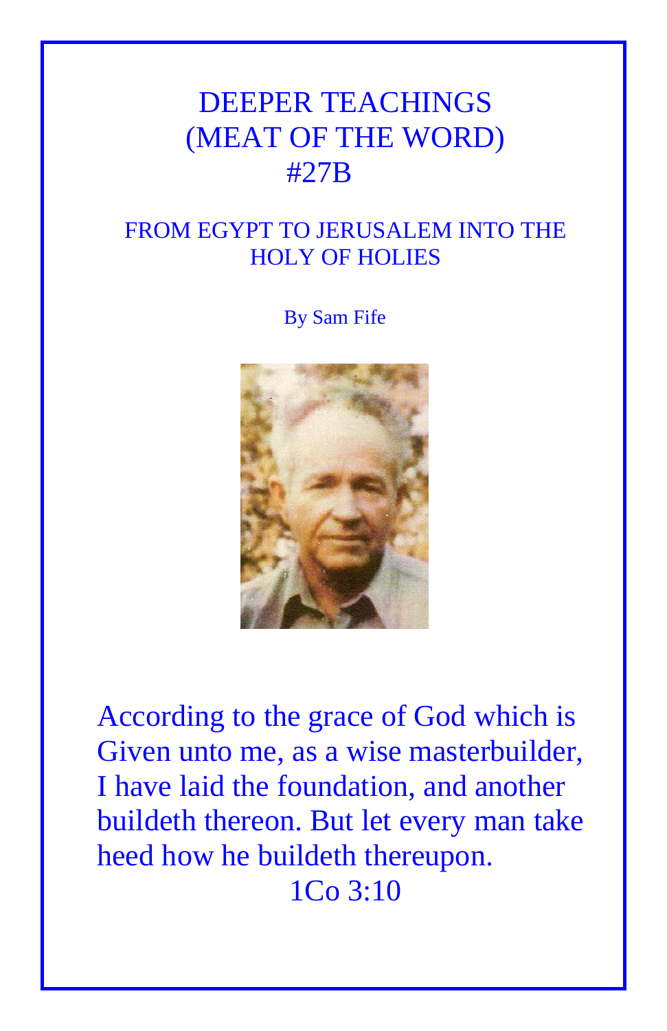# DEEPER TEACHINGS
# (MEAT OF THE WORD)
# #27B

## FROM EGYPT TO JERUSALEM INTO THE HOLY OF HOLIES

By Sam Fife

According to the grace of God which is Given unto me, as a wise masterbuilder, I have laid the foundation, and another buildeth thereon. But let every man take heed how he buildeth thereupon.
1Co 3:10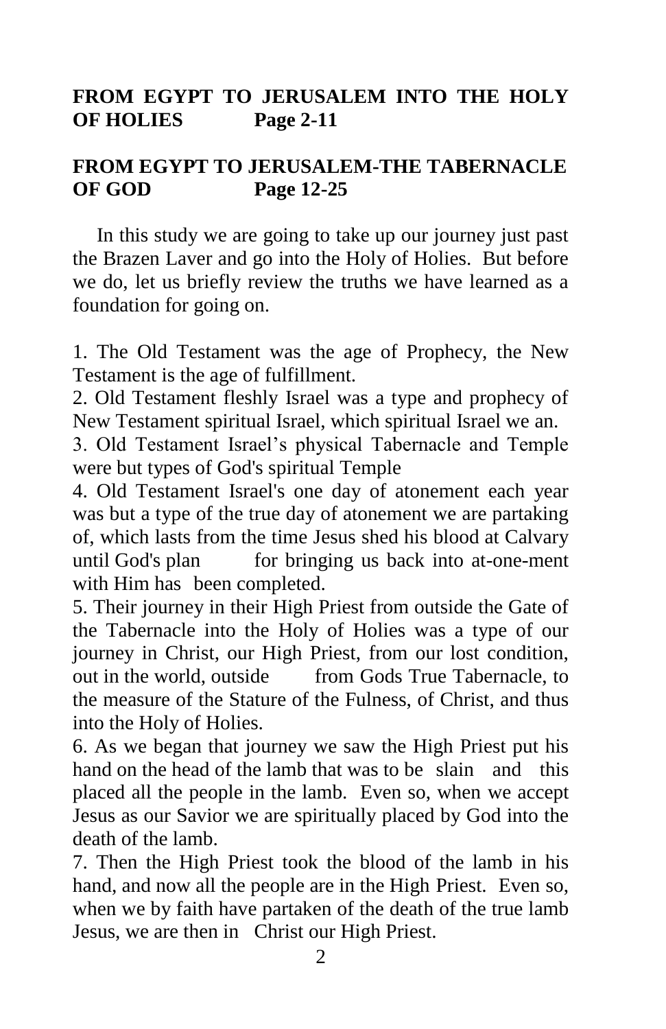**FROM EGYPT TO JERUSALEM INTO THE HOLY OF HOLIES Page 2-11**

**FROM EGYPT TO JERUSALEM-THE TABERNACLE OF GOD Page 12-25**

In this study we are going to take up our journey just past the Brazen Laver and go into the Holy of Holies. But before we do, let us briefly review the truths we have learned as a foundation for going on.

1. The Old Testament was the age of Prophecy, the New Testament is the age of fulfillment.
2. Old Testament fleshly Israel was a type and prophecy of New Testament spiritual Israel, which spiritual Israel we an.
3. Old Testament Israel's physical Tabernacle and Temple were but types of God's spiritual Temple
4. Old Testament Israel's one day of atonement each year was but a type of the true day of atonement we are partaking of, which lasts from the time Jesus shed his blood at Calvary until God's plan for bringing us back into at-one-ment with Him has been completed.
5. Their journey in their High Priest from outside the Gate of the Tabernacle into the Holy of Holies was a type of our journey in Christ, our High Priest, from our lost condition, out in the world, outside from Gods True Tabernacle, to the measure of the Stature of the Fulness, of Christ, and thus into the Holy of Holies.
6. As we began that journey we saw the High Priest put his hand on the head of the lamb that was to be slain and this placed all the people in the lamb. Even so, when we accept Jesus as our Savior we are spiritually placed by God into the death of the lamb.
7. Then the High Priest took the blood of the lamb in his hand, and now all the people are in the High Priest. Even so, when we by faith have partaken of the death of the true lamb Jesus, we are then in Christ our High Priest.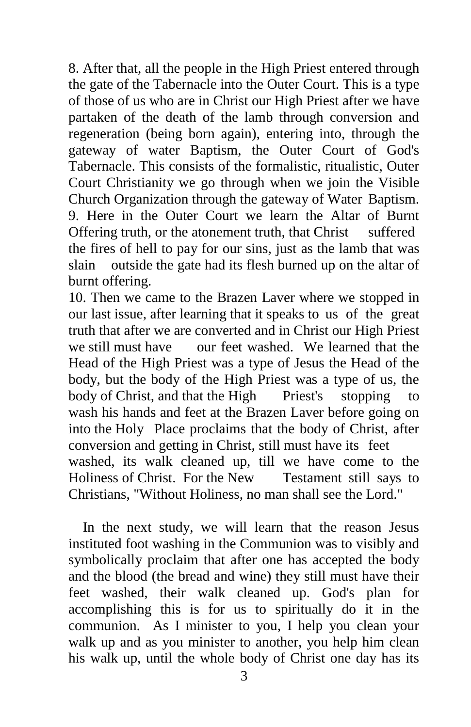8. After that, all the people in the High Priest entered through the gate of the Tabernacle into the Outer Court. This is a type of those of us who are in Christ our High Priest after we have partaken of the death of the lamb through conversion and regeneration (being born again), entering into, through the gateway of water Baptism, the Outer Court of God's Tabernacle. This consists of the formalistic, ritualistic, Outer Court Christianity we go through when we join the Visible Church Organization through the gateway of Water Baptism.

9. Here in the Outer Court we learn the Altar of Burnt Offering truth, or the atonement truth, that Christ suffered the fires of hell to pay for our sins, just as the lamb that was slain outside the gate had its flesh burned up on the altar of burnt offering.

10. Then we came to the Brazen Laver where we stopped in our last issue, after learning that it speaks to us of the great truth that after we are converted and in Christ our High Priest we still must have our feet washed. We learned that the Head of the High Priest was a type of Jesus the Head of the body, but the body of the High Priest was a type of us, the body of Christ, and that the High Priest's stopping to wash his hands and feet at the Brazen Laver before going on into the Holy Place proclaims that the body of Christ, after conversion and getting in Christ, still must have its feet washed, its walk cleaned up, till we have come to the Holiness of Christ. For the New Testament still says to Christians, "Without Holiness, no man shall see the Lord."

In the next study, we will learn that the reason Jesus instituted foot washing in the Communion was to visibly and symbolically proclaim that after one has accepted the body and the blood (the bread and wine) they still must have their feet washed, their walk cleaned up. God's plan for accomplishing this is for us to spiritually do it in the communion. As I minister to you, I help you clean your walk up and as you minister to another, you help him clean his walk up, until the whole body of Christ one day has its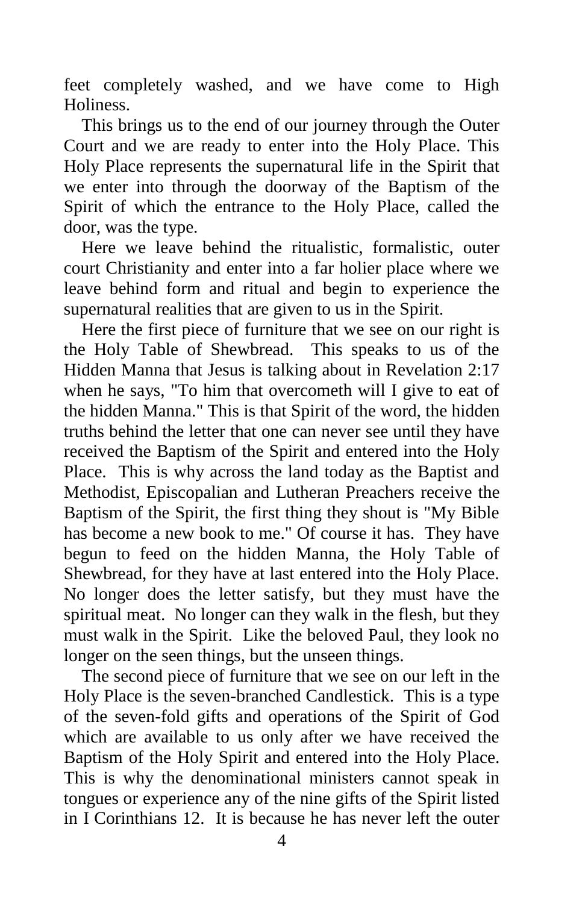feet completely washed, and we have come to High Holiness.

This brings us to the end of our journey through the Outer Court and we are ready to enter into the Holy Place. This Holy Place represents the supernatural life in the Spirit that we enter into through the doorway of the Baptism of the Spirit of which the entrance to the Holy Place, called the door, was the type.

Here we leave behind the ritualistic, formalistic, outer court Christianity and enter into a far holier place where we leave behind form and ritual and begin to experience the supernatural realities that are given to us in the Spirit.

Here the first piece of furniture that we see on our right is the Holy Table of Shewbread. This speaks to us of the Hidden Manna that Jesus is talking about in Revelation 2:17 when he says, "To him that overcometh will I give to eat of the hidden Manna." This is that Spirit of the word, the hidden truths behind the letter that one can never see until they have received the Baptism of the Spirit and entered into the Holy Place. This is why across the land today as the Baptist and Methodist, Episcopalian and Lutheran Preachers receive the Baptism of the Spirit, the first thing they shout is "My Bible has become a new book to me." Of course it has. They have begun to feed on the hidden Manna, the Holy Table of Shewbread, for they have at last entered into the Holy Place. No longer does the letter satisfy, but they must have the spiritual meat. No longer can they walk in the flesh, but they must walk in the Spirit. Like the beloved Paul, they look no longer on the seen things, but the unseen things.

The second piece of furniture that we see on our left in the Holy Place is the seven-branched Candlestick. This is a type of the seven-fold gifts and operations of the Spirit of God which are available to us only after we have received the Baptism of the Holy Spirit and entered into the Holy Place. This is why the denominational ministers cannot speak in tongues or experience any of the nine gifts of the Spirit listed in I Corinthians 12. It is because he has never left the outer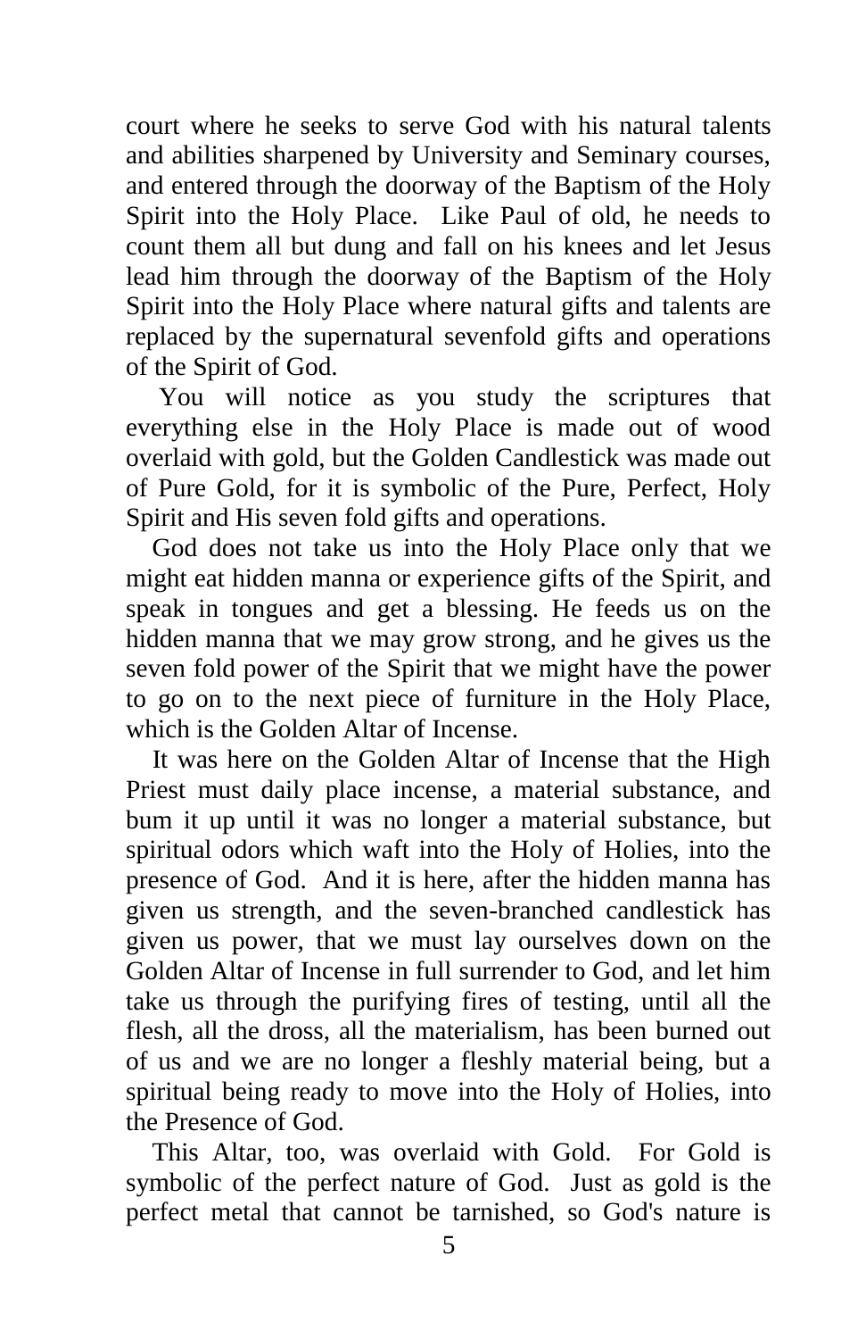court where he seeks to serve God with his natural talents and abilities sharpened by University and Seminary courses, and entered through the doorway of the Baptism of the Holy Spirit into the Holy Place. Like Paul of old, he needs to count them all but dung and fall on his knees and let Jesus lead him through the doorway of the Baptism of the Holy Spirit into the Holy Place where natural gifts and talents are replaced by the supernatural sevenfold gifts and operations of the Spirit of God.

You will notice as you study the scriptures that everything else in the Holy Place is made out of wood overlaid with gold, but the Golden Candlestick was made out of Pure Gold, for it is symbolic of the Pure, Perfect, Holy Spirit and His seven fold gifts and operations.

God does not take us into the Holy Place only that we might eat hidden manna or experience gifts of the Spirit, and speak in tongues and get a blessing. He feeds us on the hidden manna that we may grow strong, and he gives us the seven fold power of the Spirit that we might have the power to go on to the next piece of furniture in the Holy Place, which is the Golden Altar of Incense.

It was here on the Golden Altar of Incense that the High Priest must daily place incense, a material substance, and bum it up until it was no longer a material substance, but spiritual odors which waft into the Holy of Holies, into the presence of God. And it is here, after the hidden manna has given us strength, and the seven-branched candlestick has given us power, that we must lay ourselves down on the Golden Altar of Incense in full surrender to God, and let him take us through the purifying fires of testing, until all the flesh, all the dross, all the materialism, has been burned out of us and we are no longer a fleshly material being, but a spiritual being ready to move into the Holy of Holies, into the Presence of God.

This Altar, too, was overlaid with Gold. For Gold is symbolic of the perfect nature of God. Just as gold is the perfect metal that cannot be tarnished, so God's nature is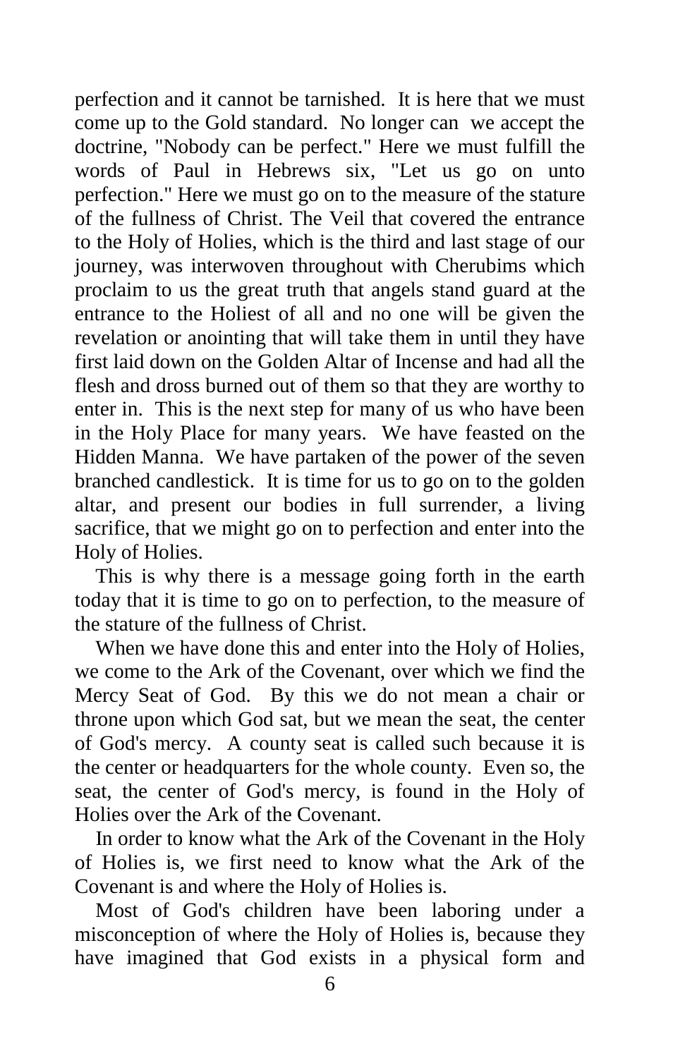perfection and it cannot be tarnished. It is here that we must come up to the Gold standard. No longer can we accept the doctrine, "Nobody can be perfect." Here we must fulfill the words of Paul in Hebrews six, "Let us go on unto perfection." Here we must go on to the measure of the stature of the fullness of Christ. The Veil that covered the entrance to the Holy of Holies, which is the third and last stage of our journey, was interwoven throughout with Cherubims which proclaim to us the great truth that angels stand guard at the entrance to the Holiest of all and no one will be given the revelation or anointing that will take them in until they have first laid down on the Golden Altar of Incense and had all the flesh and dross burned out of them so that they are worthy to enter in. This is the next step for many of us who have been in the Holy Place for many years. We have feasted on the Hidden Manna. We have partaken of the power of the seven branched candlestick. It is time for us to go on to the golden altar, and present our bodies in full surrender, a living sacrifice, that we might go on to perfection and enter into the Holy of Holies.

This is why there is a message going forth in the earth today that it is time to go on to perfection, to the measure of the stature of the fullness of Christ.

When we have done this and enter into the Holy of Holies, we come to the Ark of the Covenant, over which we find the Mercy Seat of God. By this we do not mean a chair or throne upon which God sat, but we mean the seat, the center of God's mercy. A county seat is called such because it is the center or headquarters for the whole county. Even so, the seat, the center of God's mercy, is found in the Holy of Holies over the Ark of the Covenant.

In order to know what the Ark of the Covenant in the Holy of Holies is, we first need to know what the Ark of the Covenant is and where the Holy of Holies is.

Most of God's children have been laboring under a misconception of where the Holy of Holies is, because they have imagined that God exists in a physical form and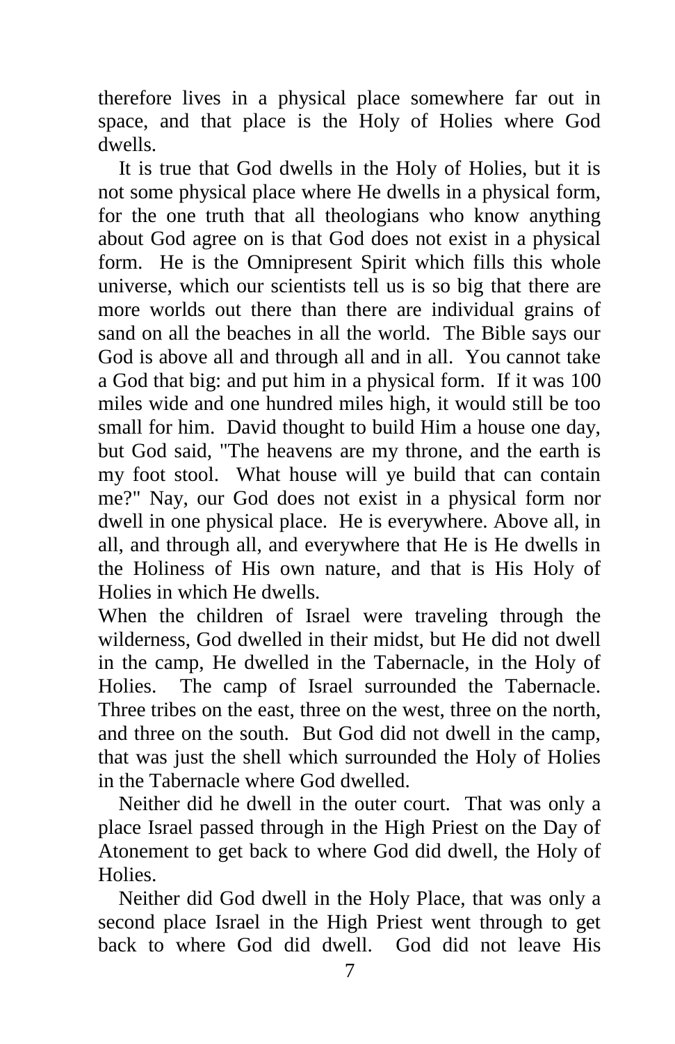therefore lives in a physical place somewhere far out in space, and that place is the Holy of Holies where God dwells.

It is true that God dwells in the Holy of Holies, but it is not some physical place where He dwells in a physical form, for the one truth that all theologians who know anything about God agree on is that God does not exist in a physical form. He is the Omnipresent Spirit which fills this whole universe, which our scientists tell us is so big that there are more worlds out there than there are individual grains of sand on all the beaches in all the world. The Bible says our God is above all and through all and in all. You cannot take a God that big: and put him in a physical form. If it was 100 miles wide and one hundred miles high, it would still be too small for him. David thought to build Him a house one day, but God said, "The heavens are my throne, and the earth is my foot stool. What house will ye build that can contain me?" Nay, our God does not exist in a physical form nor dwell in one physical place. He is everywhere. Above all, in all, and through all, and everywhere that He is He dwells in the Holiness of His own nature, and that is His Holy of Holies in which He dwells.

When the children of Israel were traveling through the wilderness, God dwelled in their midst, but He did not dwell in the camp, He dwelled in the Tabernacle, in the Holy of Holies. The camp of Israel surrounded the Tabernacle. Three tribes on the east, three on the west, three on the north, and three on the south. But God did not dwell in the camp, that was just the shell which surrounded the Holy of Holies in the Tabernacle where God dwelled.

Neither did he dwell in the outer court. That was only a place Israel passed through in the High Priest on the Day of Atonement to get back to where God did dwell, the Holy of Holies.

Neither did God dwell in the Holy Place, that was only a second place Israel in the High Priest went through to get back to where God did dwell. God did not leave His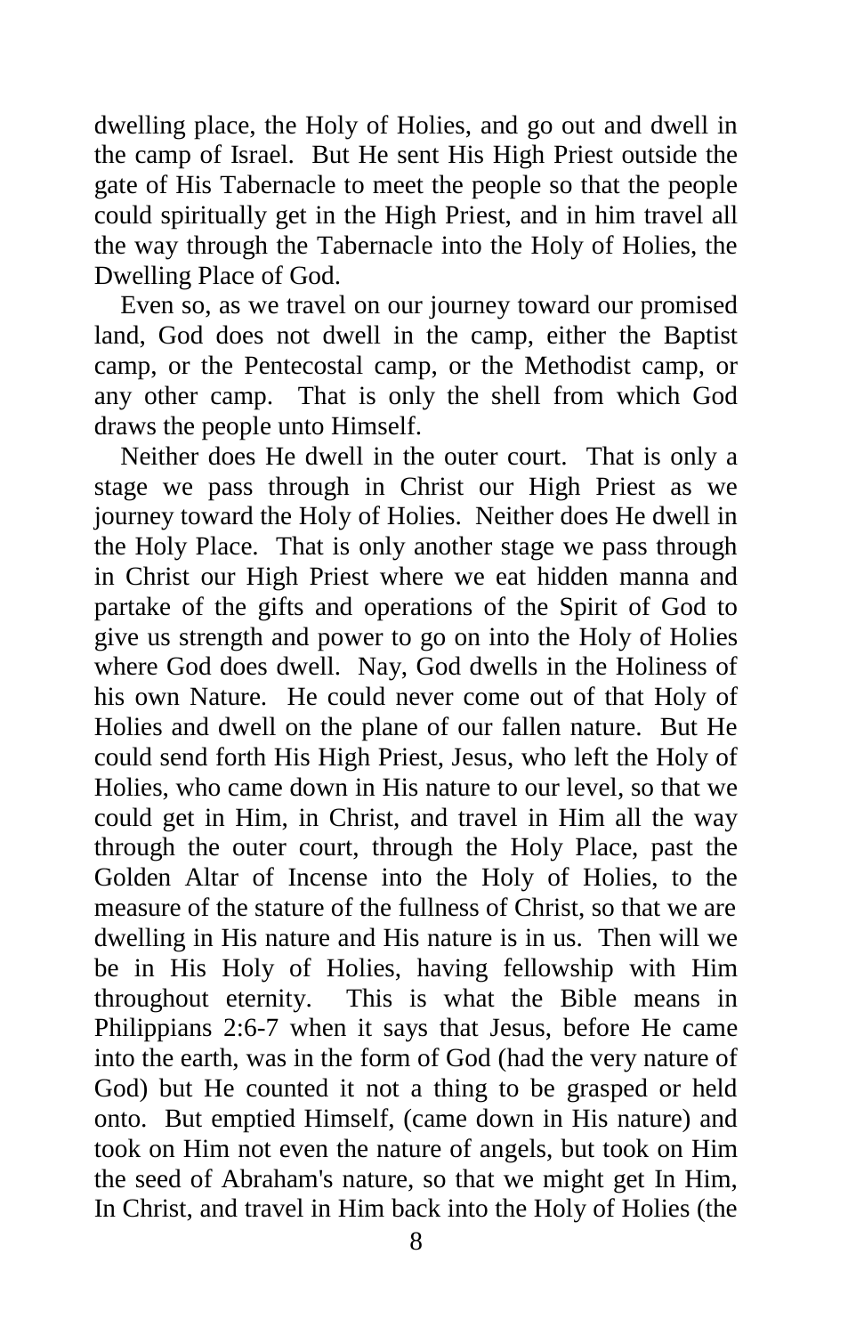dwelling place, the Holy of Holies, and go out and dwell in the camp of Israel. But He sent His High Priest outside the gate of His Tabernacle to meet the people so that the people could spiritually get in the High Priest, and in him travel all the way through the Tabernacle into the Holy of Holies, the Dwelling Place of God.

Even so, as we travel on our journey toward our promised land, God does not dwell in the camp, either the Baptist camp, or the Pentecostal camp, or the Methodist camp, or any other camp. That is only the shell from which God draws the people unto Himself.

Neither does He dwell in the outer court. That is only a stage we pass through in Christ our High Priest as we journey toward the Holy of Holies. Neither does He dwell in the Holy Place. That is only another stage we pass through in Christ our High Priest where we eat hidden manna and partake of the gifts and operations of the Spirit of God to give us strength and power to go on into the Holy of Holies where God does dwell. Nay, God dwells in the Holiness of his own Nature. He could never come out of that Holy of Holies and dwell on the plane of our fallen nature. But He could send forth His High Priest, Jesus, who left the Holy of Holies, who came down in His nature to our level, so that we could get in Him, in Christ, and travel in Him all the way through the outer court, through the Holy Place, past the Golden Altar of Incense into the Holy of Holies, to the measure of the stature of the fullness of Christ, so that we are dwelling in His nature and His nature is in us. Then will we be in His Holy of Holies, having fellowship with Him throughout eternity. This is what the Bible means in Philippians 2:6-7 when it says that Jesus, before He came into the earth, was in the form of God (had the very nature of God) but He counted it not a thing to be grasped or held onto. But emptied Himself, (came down in His nature) and took on Him not even the nature of angels, but took on Him the seed of Abraham's nature, so that we might get In Him, In Christ, and travel in Him back into the Holy of Holies (the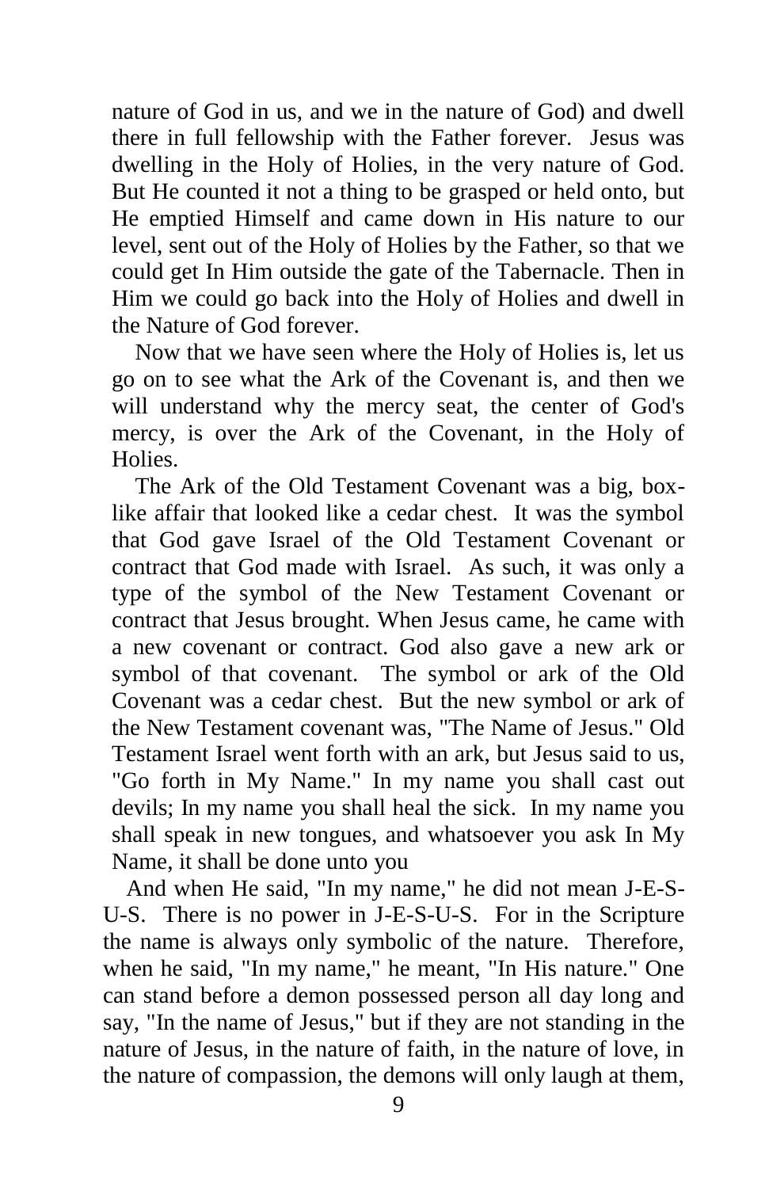nature of God in us, and we in the nature of God) and dwell there in full fellowship with the Father forever. Jesus was dwelling in the Holy of Holies, in the very nature of God. But He counted it not a thing to be grasped or held onto, but He emptied Himself and came down in His nature to our level, sent out of the Holy of Holies by the Father, so that we could get In Him outside the gate of the Tabernacle. Then in Him we could go back into the Holy of Holies and dwell in the Nature of God forever.

Now that we have seen where the Holy of Holies is, let us go on to see what the Ark of the Covenant is, and then we will understand why the mercy seat, the center of God's mercy, is over the Ark of the Covenant, in the Holy of Holies.

The Ark of the Old Testament Covenant was a big, box-like affair that looked like a cedar chest. It was the symbol that God gave Israel of the Old Testament Covenant or contract that God made with Israel. As such, it was only a type of the symbol of the New Testament Covenant or contract that Jesus brought. When Jesus came, he came with a new covenant or contract. God also gave a new ark or symbol of that covenant. The symbol or ark of the Old Covenant was a cedar chest. But the new symbol or ark of the New Testament covenant was, "The Name of Jesus." Old Testament Israel went forth with an ark, but Jesus said to us, "Go forth in My Name." In my name you shall cast out devils; In my name you shall heal the sick. In my name you shall speak in new tongues, and whatsoever you ask In My Name, it shall be done unto you

And when He said, "In my name," he did not mean J-E-S-U-S. There is no power in J-E-S-U-S. For in the Scripture the name is always only symbolic of the nature. Therefore, when he said, "In my name," he meant, "In His nature." One can stand before a demon possessed person all day long and say, "In the name of Jesus," but if they are not standing in the nature of Jesus, in the nature of faith, in the nature of love, in the nature of compassion, the demons will only laugh at them,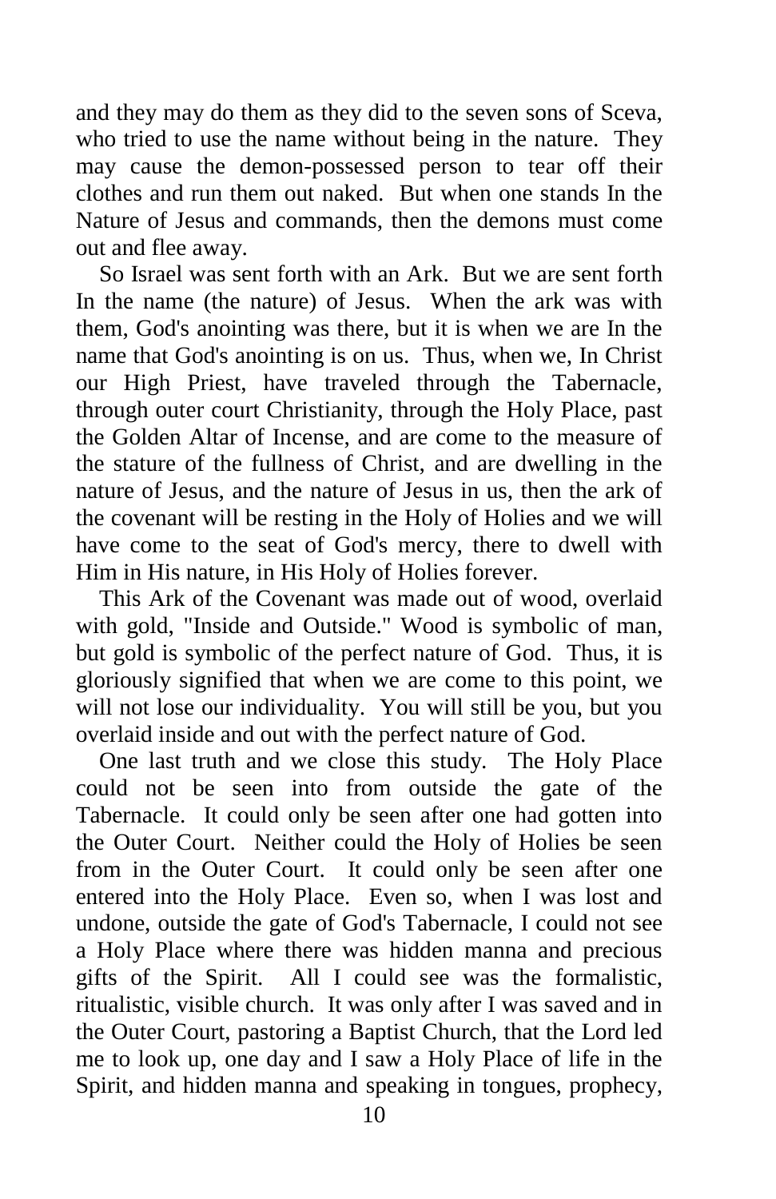and they may do them as they did to the seven sons of Sceva, who tried to use the name without being in the nature. They may cause the demon-possessed person to tear off their clothes and run them out naked. But when one stands In the Nature of Jesus and commands, then the demons must come out and flee away.

So Israel was sent forth with an Ark. But we are sent forth In the name (the nature) of Jesus. When the ark was with them, God's anointing was there, but it is when we are In the name that God's anointing is on us. Thus, when we, In Christ our High Priest, have traveled through the Tabernacle, through outer court Christianity, through the Holy Place, past the Golden Altar of Incense, and are come to the measure of the stature of the fullness of Christ, and are dwelling in the nature of Jesus, and the nature of Jesus in us, then the ark of the covenant will be resting in the Holy of Holies and we will have come to the seat of God's mercy, there to dwell with Him in His nature, in His Holy of Holies forever.

This Ark of the Covenant was made out of wood, overlaid with gold, "Inside and Outside." Wood is symbolic of man, but gold is symbolic of the perfect nature of God. Thus, it is gloriously signified that when we are come to this point, we will not lose our individuality. You will still be you, but you overlaid inside and out with the perfect nature of God.

One last truth and we close this study. The Holy Place could not be seen into from outside the gate of the Tabernacle. It could only be seen after one had gotten into the Outer Court. Neither could the Holy of Holies be seen from in the Outer Court. It could only be seen after one entered into the Holy Place. Even so, when I was lost and undone, outside the gate of God's Tabernacle, I could not see a Holy Place where there was hidden manna and precious gifts of the Spirit. All I could see was the formalistic, ritualistic, visible church. It was only after I was saved and in the Outer Court, pastoring a Baptist Church, that the Lord led me to look up, one day and I saw a Holy Place of life in the Spirit, and hidden manna and speaking in tongues, prophecy,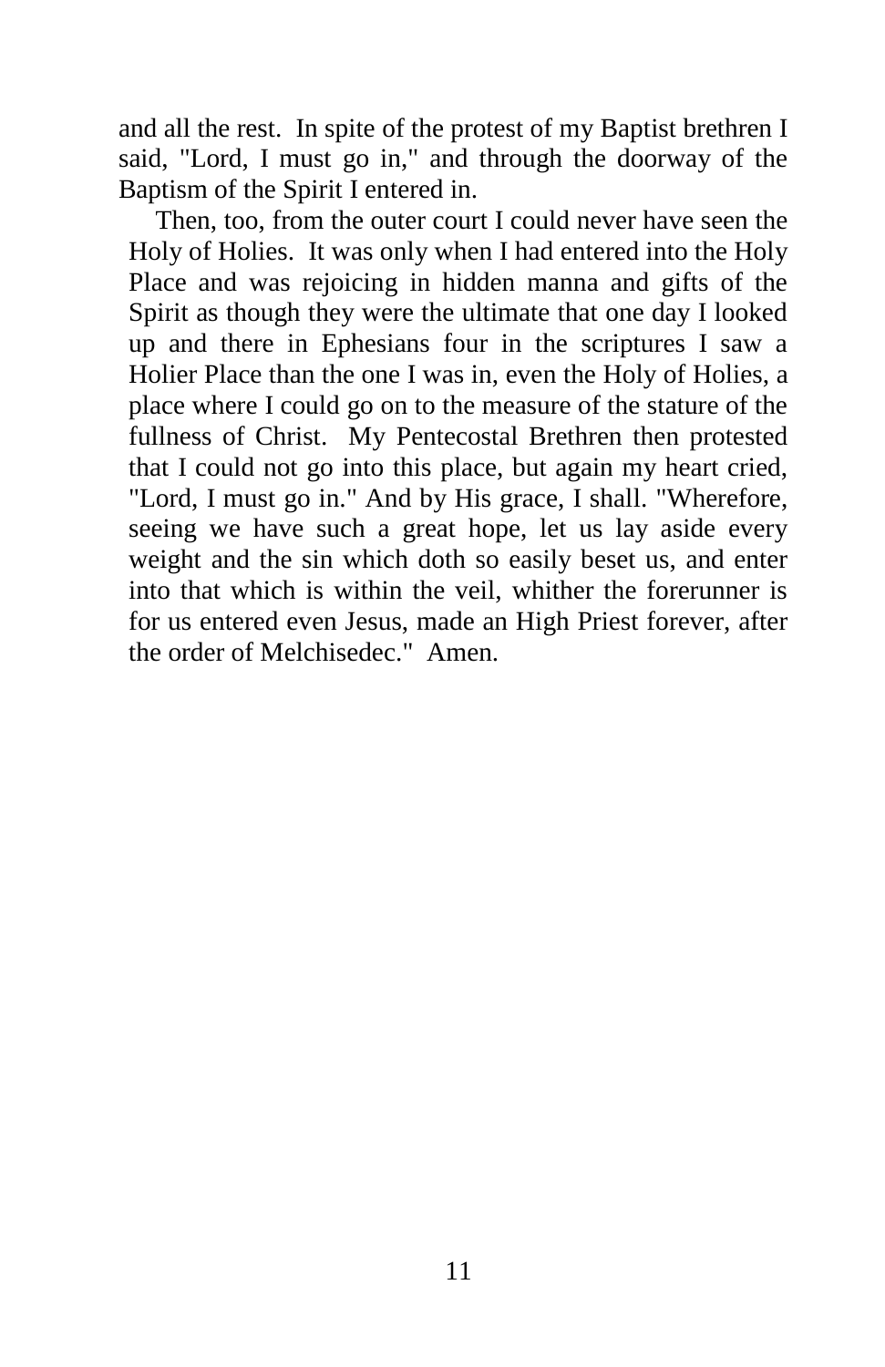and all the rest. In spite of the protest of my Baptist brethren I said, "Lord, I must go in," and through the doorway of the Baptism of the Spirit I entered in.

Then, too, from the outer court I could never have seen the Holy of Holies. It was only when I had entered into the Holy Place and was rejoicing in hidden manna and gifts of the Spirit as though they were the ultimate that one day I looked up and there in Ephesians four in the scriptures I saw a Holier Place than the one I was in, even the Holy of Holies, a place where I could go on to the measure of the stature of the fullness of Christ. My Pentecostal Brethren then protested that I could not go into this place, but again my heart cried, "Lord, I must go in." And by His grace, I shall. "Wherefore, seeing we have such a great hope, let us lay aside every weight and the sin which doth so easily beset us, and enter into that which is within the veil, whither the forerunner is for us entered even Jesus, made an High Priest forever, after the order of Melchisedec." Amen.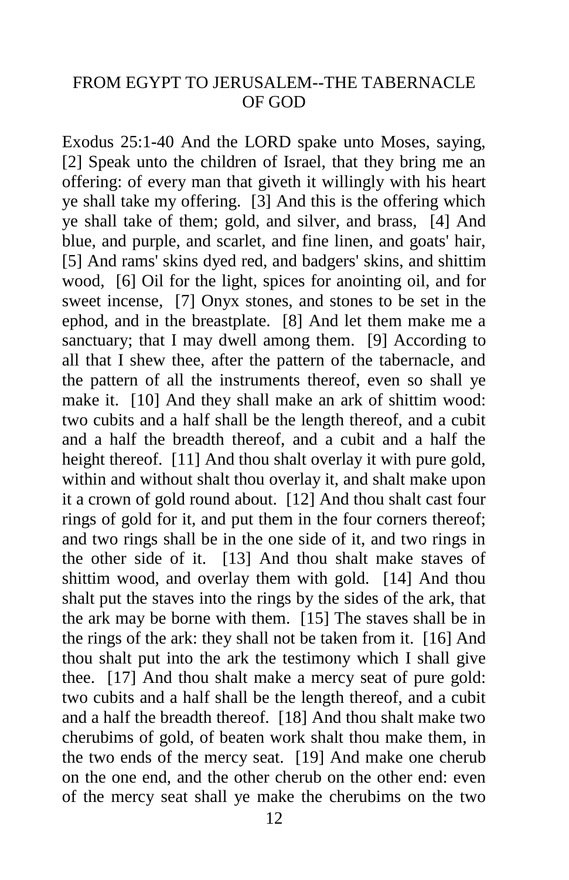## FROM EGYPT TO JERUSALEM--THE TABERNACLE OF GOD

Exodus 25:1-40 And the LORD spake unto Moses, saying, [2] Speak unto the children of Israel, that they bring me an offering: of every man that giveth it willingly with his heart ye shall take my offering. [3] And this is the offering which ye shall take of them; gold, and silver, and brass, [4] And blue, and purple, and scarlet, and fine linen, and goats' hair, [5] And rams' skins dyed red, and badgers' skins, and shittim wood, [6] Oil for the light, spices for anointing oil, and for sweet incense, [7] Onyx stones, and stones to be set in the ephod, and in the breastplate. [8] And let them make me a sanctuary; that I may dwell among them. [9] According to all that I shew thee, after the pattern of the tabernacle, and the pattern of all the instruments thereof, even so shall ye make it. [10] And they shall make an ark of shittim wood: two cubits and a half shall be the length thereof, and a cubit and a half the breadth thereof, and a cubit and a half the height thereof. [11] And thou shalt overlay it with pure gold, within and without shalt thou overlay it, and shalt make upon it a crown of gold round about. [12] And thou shalt cast four rings of gold for it, and put them in the four corners thereof; and two rings shall be in the one side of it, and two rings in the other side of it. [13] And thou shalt make staves of shittim wood, and overlay them with gold. [14] And thou shalt put the staves into the rings by the sides of the ark, that the ark may be borne with them. [15] The staves shall be in the rings of the ark: they shall not be taken from it. [16] And thou shalt put into the ark the testimony which I shall give thee. [17] And thou shalt make a mercy seat of pure gold: two cubits and a half shall be the length thereof, and a cubit and a half the breadth thereof. [18] And thou shalt make two cherubims of gold, of beaten work shalt thou make them, in the two ends of the mercy seat. [19] And make one cherub on the one end, and the other cherub on the other end: even of the mercy seat shall ye make the cherubims on the two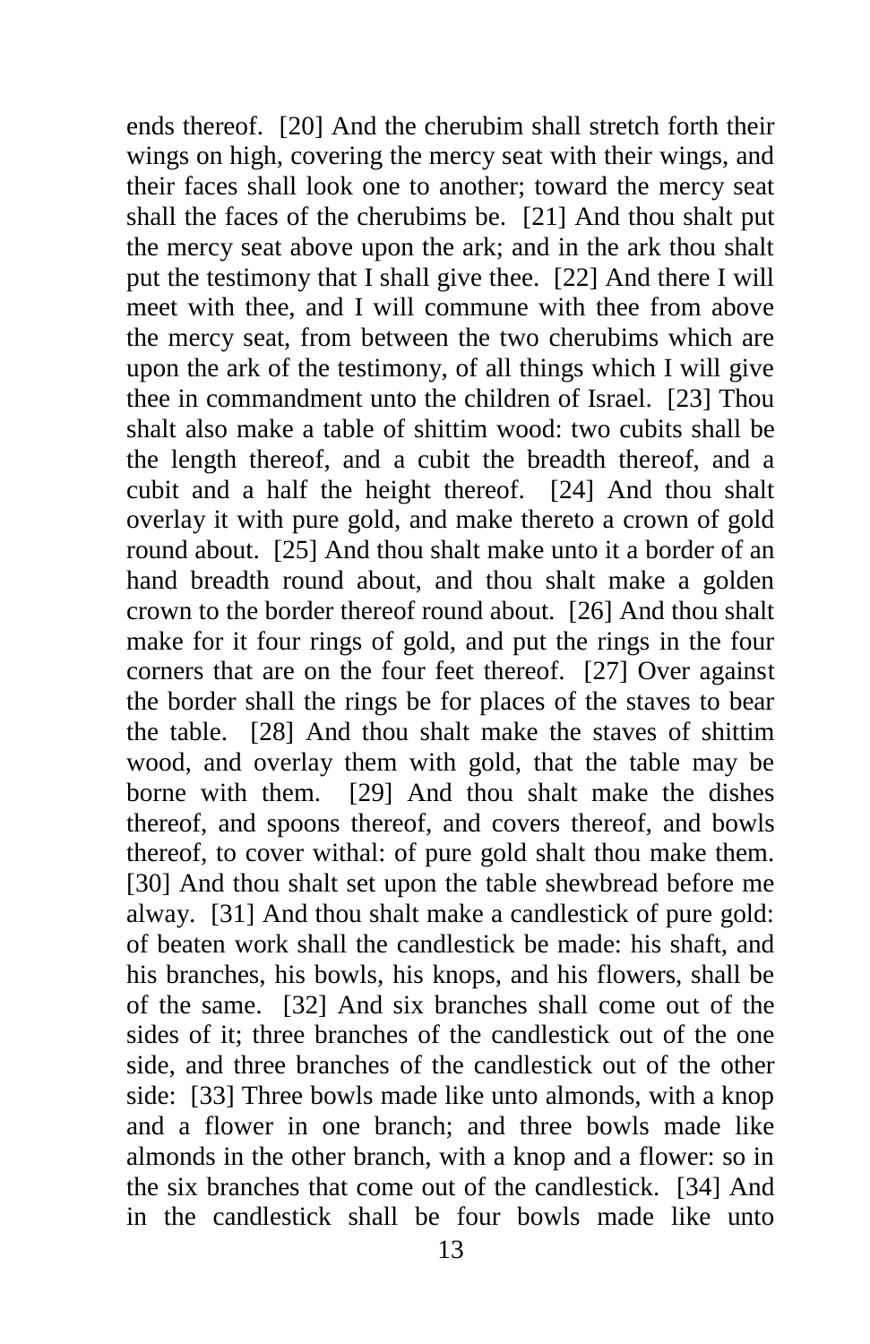ends thereof. [20] And the cherubim shall stretch forth their wings on high, covering the mercy seat with their wings, and their faces shall look one to another; toward the mercy seat shall the faces of the cherubims be. [21] And thou shalt put the mercy seat above upon the ark; and in the ark thou shalt put the testimony that I shall give thee. [22] And there I will meet with thee, and I will commune with thee from above the mercy seat, from between the two cherubims which are upon the ark of the testimony, of all things which I will give thee in commandment unto the children of Israel. [23] Thou shalt also make a table of shittim wood: two cubits shall be the length thereof, and a cubit the breadth thereof, and a cubit and a half the height thereof. [24] And thou shalt overlay it with pure gold, and make thereto a crown of gold round about. [25] And thou shalt make unto it a border of an hand breadth round about, and thou shalt make a golden crown to the border thereof round about. [26] And thou shalt make for it four rings of gold, and put the rings in the four corners that are on the four feet thereof. [27] Over against the border shall the rings be for places of the staves to bear the table. [28] And thou shalt make the staves of shittim wood, and overlay them with gold, that the table may be borne with them. [29] And thou shalt make the dishes thereof, and spoons thereof, and covers thereof, and bowls thereof, to cover withal: of pure gold shalt thou make them. [30] And thou shalt set upon the table shewbread before me alway. [31] And thou shalt make a candlestick of pure gold: of beaten work shall the candlestick be made: his shaft, and his branches, his bowls, his knops, and his flowers, shall be of the same. [32] And six branches shall come out of the sides of it; three branches of the candlestick out of the one side, and three branches of the candlestick out of the other side: [33] Three bowls made like unto almonds, with a knop and a flower in one branch; and three bowls made like almonds in the other branch, with a knop and a flower: so in the six branches that come out of the candlestick. [34] And in the candlestick shall be four bowls made like unto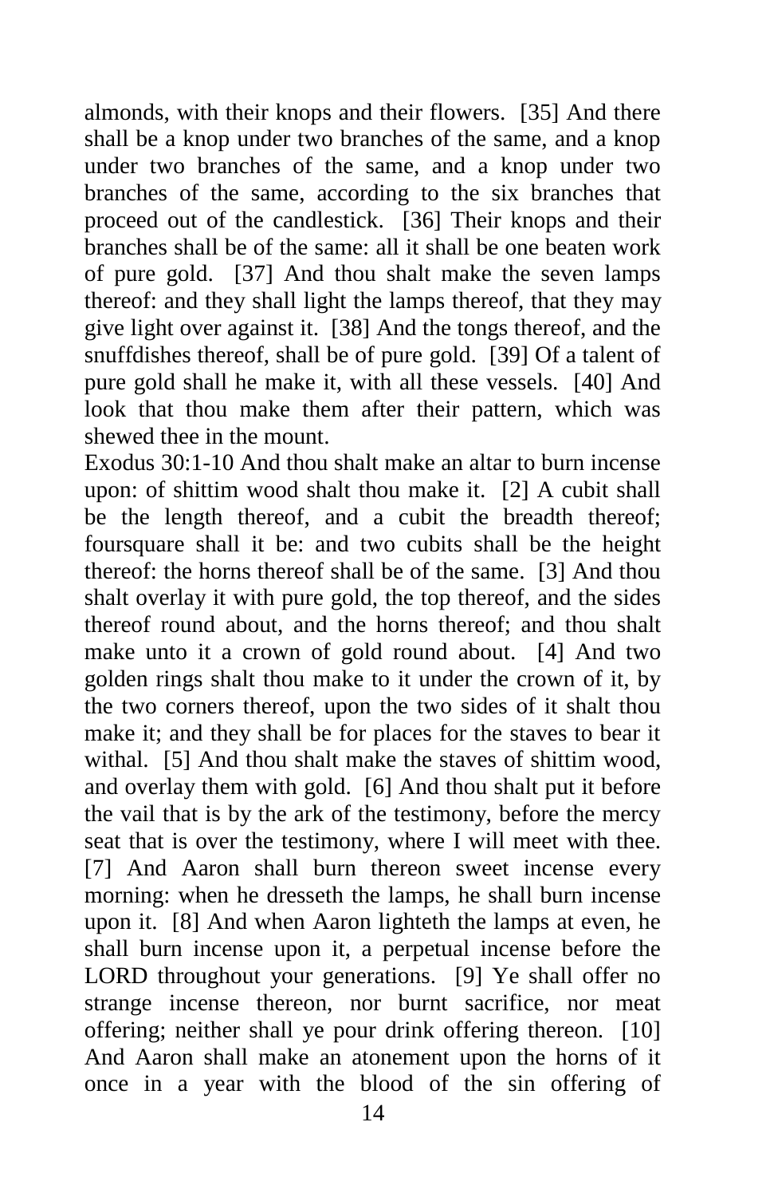almonds, with their knops and their flowers. [35] And there shall be a knop under two branches of the same, and a knop under two branches of the same, and a knop under two branches of the same, according to the six branches that proceed out of the candlestick. [36] Their knops and their branches shall be of the same: all it shall be one beaten work of pure gold. [37] And thou shalt make the seven lamps thereof: and they shall light the lamps thereof, that they may give light over against it. [38] And the tongs thereof, and the snuffdishes thereof, shall be of pure gold. [39] Of a talent of pure gold shall he make it, with all these vessels. [40] And look that thou make them after their pattern, which was shewed thee in the mount.

Exodus 30:1-10 And thou shalt make an altar to burn incense upon: of shittim wood shalt thou make it. [2] A cubit shall be the length thereof, and a cubit the breadth thereof; foursquare shall it be: and two cubits shall be the height thereof: the horns thereof shall be of the same. [3] And thou shalt overlay it with pure gold, the top thereof, and the sides thereof round about, and the horns thereof; and thou shalt make unto it a crown of gold round about. [4] And two golden rings shalt thou make to it under the crown of it, by the two corners thereof, upon the two sides of it shalt thou make it; and they shall be for places for the staves to bear it withal. [5] And thou shalt make the staves of shittim wood, and overlay them with gold. [6] And thou shalt put it before the vail that is by the ark of the testimony, before the mercy seat that is over the testimony, where I will meet with thee. [7] And Aaron shall burn thereon sweet incense every morning: when he dresseth the lamps, he shall burn incense upon it. [8] And when Aaron lighteth the lamps at even, he shall burn incense upon it, a perpetual incense before the LORD throughout your generations. [9] Ye shall offer no strange incense thereon, nor burnt sacrifice, nor meat offering; neither shall ye pour drink offering thereon. [10] And Aaron shall make an atonement upon the horns of it once in a year with the blood of the sin offering of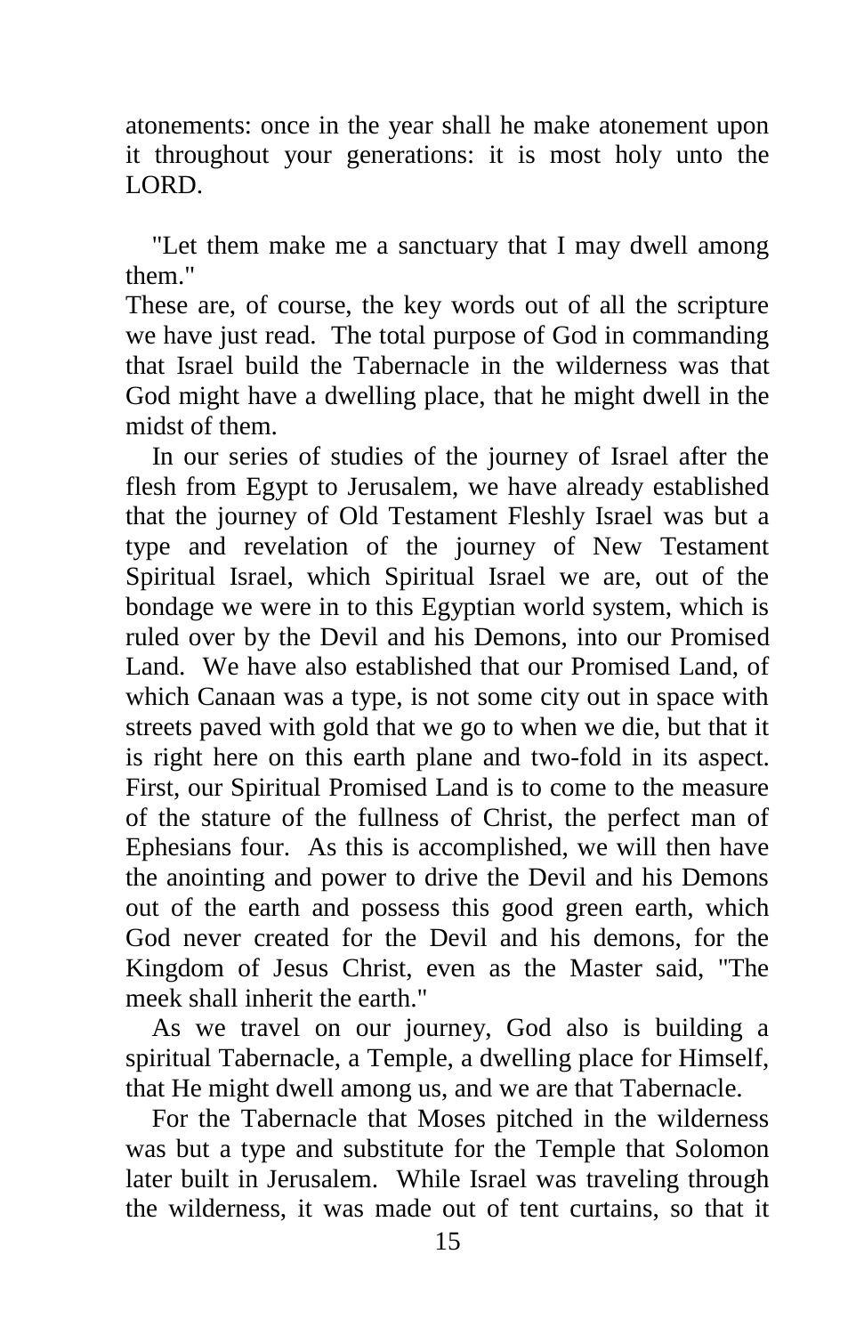atonements: once in the year shall he make atonement upon it throughout your generations: it is most holy unto the LORD.

"Let them make me a sanctuary that I may dwell among them."
These are, of course, the key words out of all the scripture we have just read. The total purpose of God in commanding that Israel build the Tabernacle in the wilderness was that God might have a dwelling place, that he might dwell in the midst of them.

In our series of studies of the journey of Israel after the flesh from Egypt to Jerusalem, we have already established that the journey of Old Testament Fleshly Israel was but a type and revelation of the journey of New Testament Spiritual Israel, which Spiritual Israel we are, out of the bondage we were in to this Egyptian world system, which is ruled over by the Devil and his Demons, into our Promised Land. We have also established that our Promised Land, of which Canaan was a type, is not some city out in space with streets paved with gold that we go to when we die, but that it is right here on this earth plane and two-fold in its aspect. First, our Spiritual Promised Land is to come to the measure of the stature of the fullness of Christ, the perfect man of Ephesians four. As this is accomplished, we will then have the anointing and power to drive the Devil and his Demons out of the earth and possess this good green earth, which God never created for the Devil and his demons, for the Kingdom of Jesus Christ, even as the Master said, "The meek shall inherit the earth."

As we travel on our journey, God also is building a spiritual Tabernacle, a Temple, a dwelling place for Himself, that He might dwell among us, and we are that Tabernacle.

For the Tabernacle that Moses pitched in the wilderness was but a type and substitute for the Temple that Solomon later built in Jerusalem. While Israel was traveling through the wilderness, it was made out of tent curtains, so that it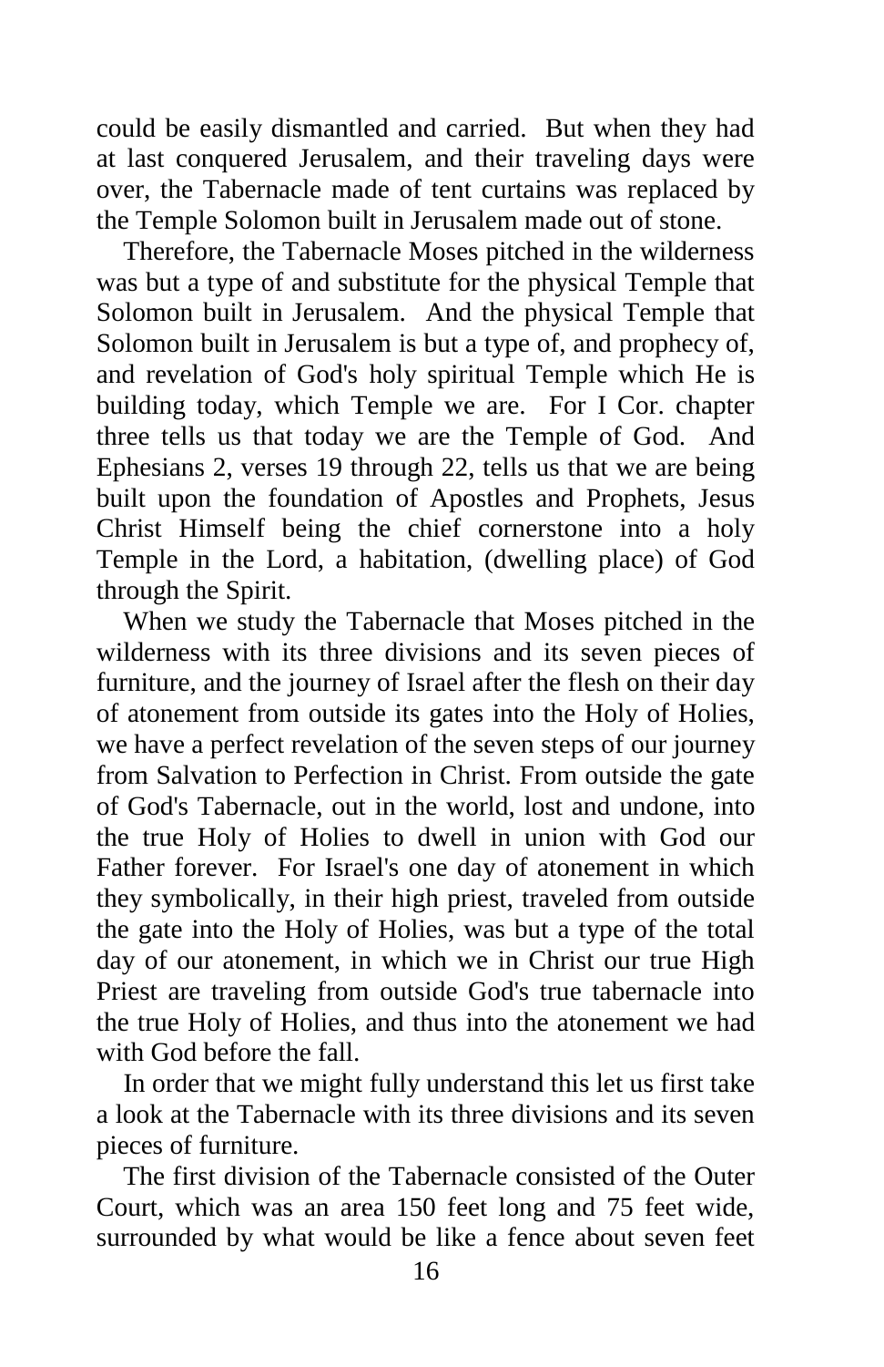could be easily dismantled and carried. But when they had at last conquered Jerusalem, and their traveling days were over, the Tabernacle made of tent curtains was replaced by the Temple Solomon built in Jerusalem made out of stone.

Therefore, the Tabernacle Moses pitched in the wilderness was but a type of and substitute for the physical Temple that Solomon built in Jerusalem. And the physical Temple that Solomon built in Jerusalem is but a type of, and prophecy of, and revelation of God's holy spiritual Temple which He is building today, which Temple we are. For I Cor. chapter three tells us that today we are the Temple of God. And Ephesians 2, verses 19 through 22, tells us that we are being built upon the foundation of Apostles and Prophets, Jesus Christ Himself being the chief cornerstone into a holy Temple in the Lord, a habitation, (dwelling place) of God through the Spirit.

When we study the Tabernacle that Moses pitched in the wilderness with its three divisions and its seven pieces of furniture, and the journey of Israel after the flesh on their day of atonement from outside its gates into the Holy of Holies, we have a perfect revelation of the seven steps of our journey from Salvation to Perfection in Christ. From outside the gate of God's Tabernacle, out in the world, lost and undone, into the true Holy of Holies to dwell in union with God our Father forever. For Israel's one day of atonement in which they symbolically, in their high priest, traveled from outside the gate into the Holy of Holies, was but a type of the total day of our atonement, in which we in Christ our true High Priest are traveling from outside God's true tabernacle into the true Holy of Holies, and thus into the atonement we had with God before the fall.

In order that we might fully understand this let us first take a look at the Tabernacle with its three divisions and its seven pieces of furniture.

The first division of the Tabernacle consisted of the Outer Court, which was an area 150 feet long and 75 feet wide, surrounded by what would be like a fence about seven feet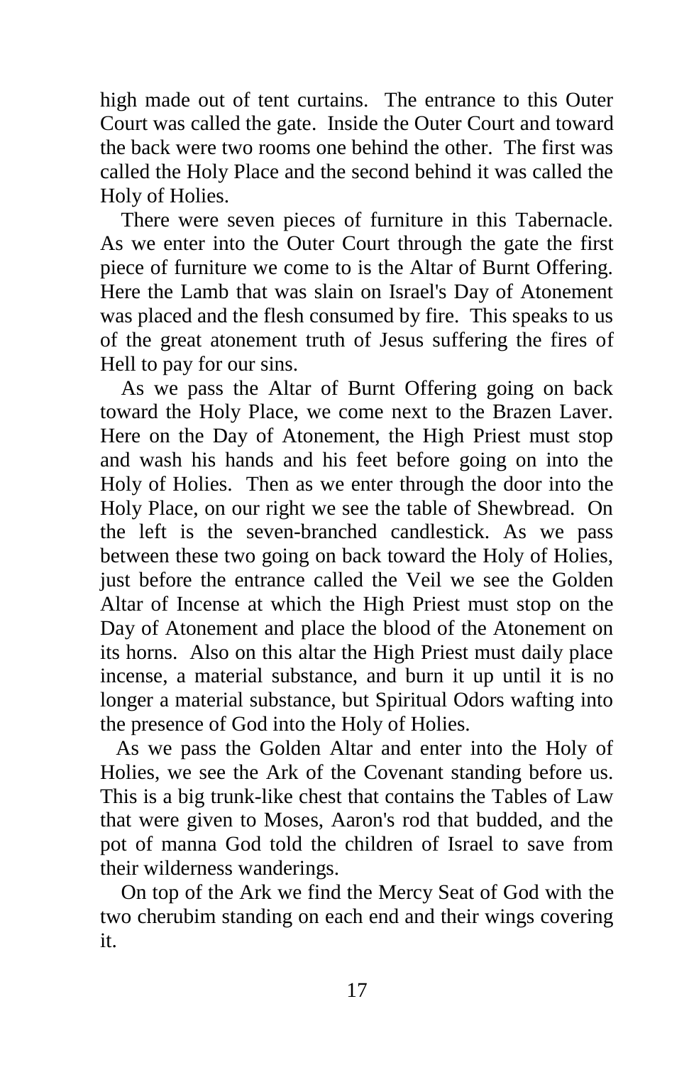high made out of tent curtains. The entrance to this Outer Court was called the gate. Inside the Outer Court and toward the back were two rooms one behind the other. The first was called the Holy Place and the second behind it was called the Holy of Holies.

There were seven pieces of furniture in this Tabernacle. As we enter into the Outer Court through the gate the first piece of furniture we come to is the Altar of Burnt Offering. Here the Lamb that was slain on Israel's Day of Atonement was placed and the flesh consumed by fire. This speaks to us of the great atonement truth of Jesus suffering the fires of Hell to pay for our sins.

As we pass the Altar of Burnt Offering going on back toward the Holy Place, we come next to the Brazen Laver. Here on the Day of Atonement, the High Priest must stop and wash his hands and his feet before going on into the Holy of Holies. Then as we enter through the door into the Holy Place, on our right we see the table of Shewbread. On the left is the seven-branched candlestick. As we pass between these two going on back toward the Holy of Holies, just before the entrance called the Veil we see the Golden Altar of Incense at which the High Priest must stop on the Day of Atonement and place the blood of the Atonement on its horns. Also on this altar the High Priest must daily place incense, a material substance, and burn it up until it is no longer a material substance, but Spiritual Odors wafting into the presence of God into the Holy of Holies.

As we pass the Golden Altar and enter into the Holy of Holies, we see the Ark of the Covenant standing before us. This is a big trunk-like chest that contains the Tables of Law that were given to Moses, Aaron's rod that budded, and the pot of manna God told the children of Israel to save from their wilderness wanderings.

On top of the Ark we find the Mercy Seat of God with the two cherubim standing on each end and their wings covering it.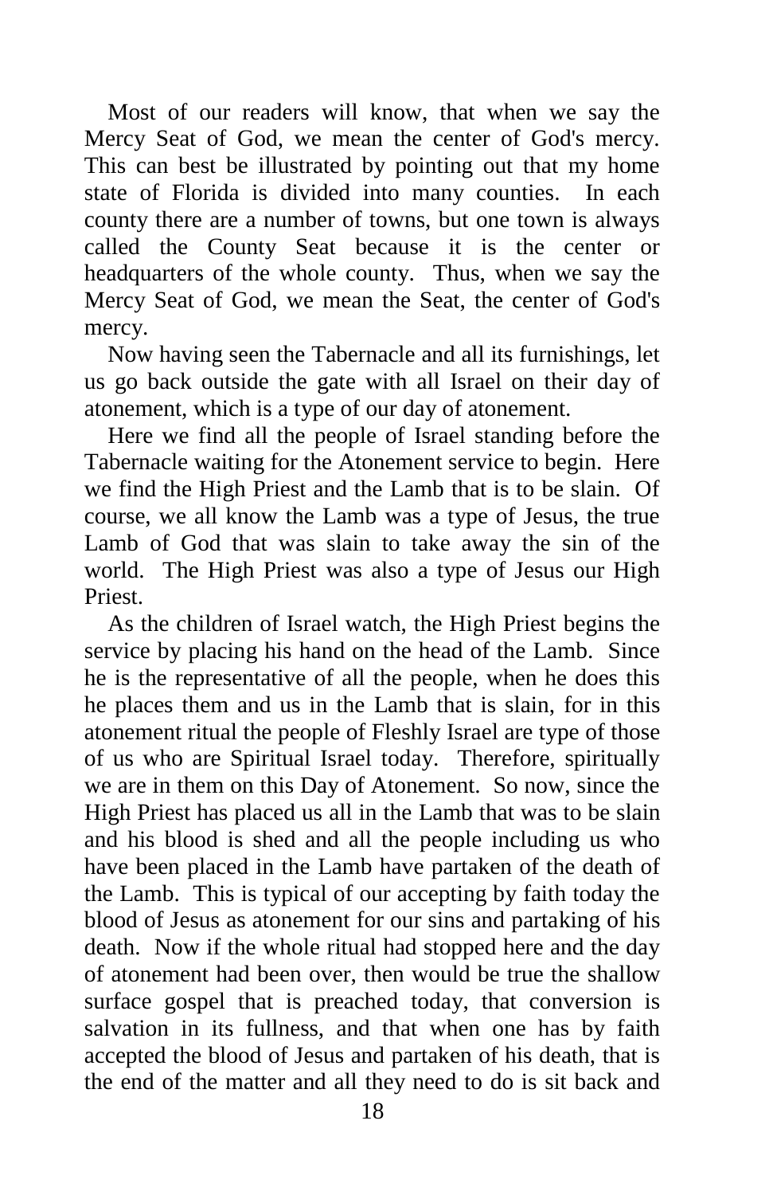Most of our readers will know, that when we say the Mercy Seat of God, we mean the center of God's mercy. This can best be illustrated by pointing out that my home state of Florida is divided into many counties. In each county there are a number of towns, but one town is always called the County Seat because it is the center or headquarters of the whole county. Thus, when we say the Mercy Seat of God, we mean the Seat, the center of God's mercy.

Now having seen the Tabernacle and all its furnishings, let us go back outside the gate with all Israel on their day of atonement, which is a type of our day of atonement.

Here we find all the people of Israel standing before the Tabernacle waiting for the Atonement service to begin. Here we find the High Priest and the Lamb that is to be slain. Of course, we all know the Lamb was a type of Jesus, the true Lamb of God that was slain to take away the sin of the world. The High Priest was also a type of Jesus our High Priest.

As the children of Israel watch, the High Priest begins the service by placing his hand on the head of the Lamb. Since he is the representative of all the people, when he does this he places them and us in the Lamb that is slain, for in this atonement ritual the people of Fleshly Israel are type of those of us who are Spiritual Israel today. Therefore, spiritually we are in them on this Day of Atonement. So now, since the High Priest has placed us all in the Lamb that was to be slain and his blood is shed and all the people including us who have been placed in the Lamb have partaken of the death of the Lamb. This is typical of our accepting by faith today the blood of Jesus as atonement for our sins and partaking of his death. Now if the whole ritual had stopped here and the day of atonement had been over, then would be true the shallow surface gospel that is preached today, that conversion is salvation in its fullness, and that when one has by faith accepted the blood of Jesus and partaken of his death, that is the end of the matter and all they need to do is sit back and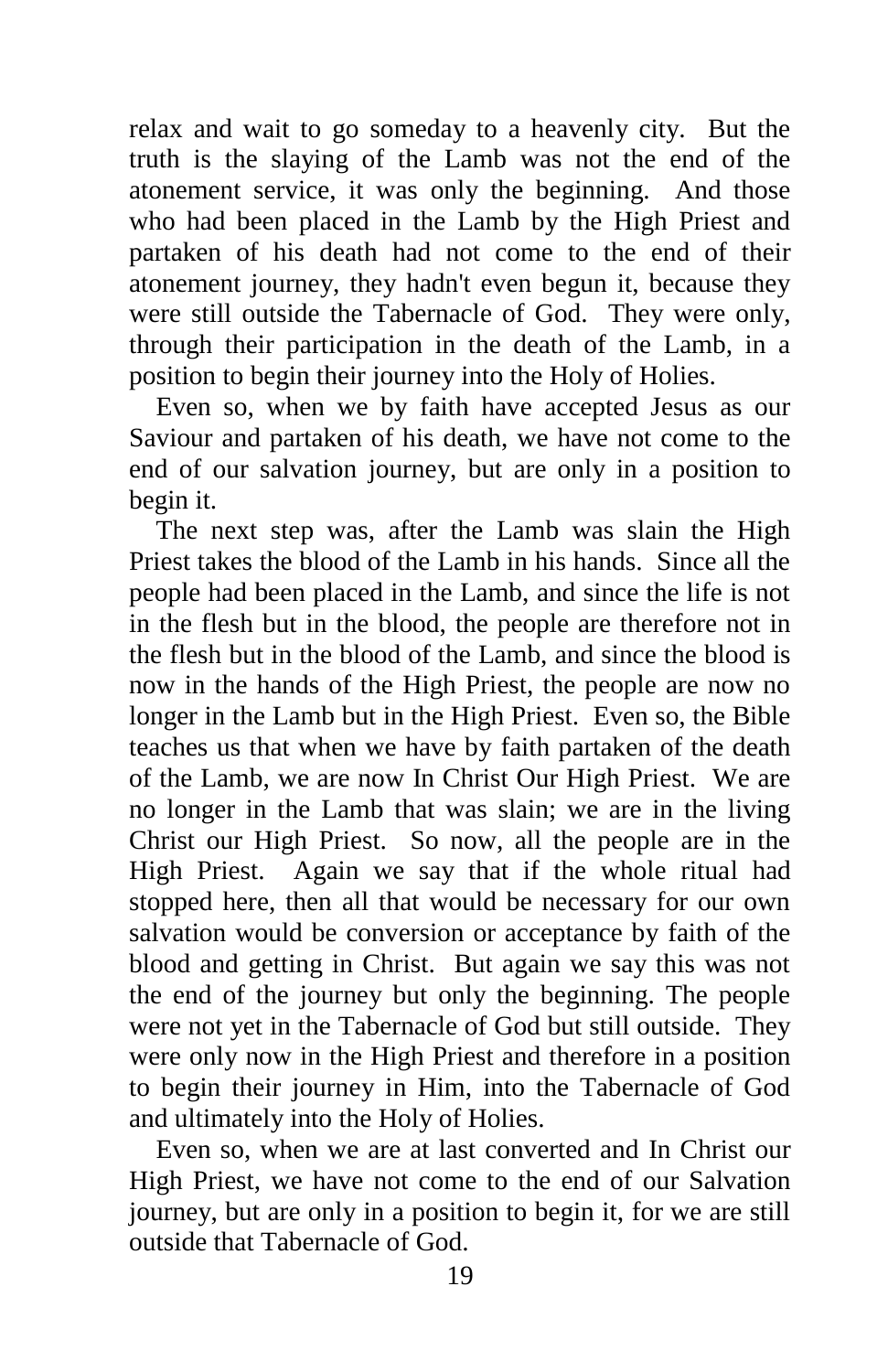relax and wait to go someday to a heavenly city. But the truth is the slaying of the Lamb was not the end of the atonement service, it was only the beginning. And those who had been placed in the Lamb by the High Priest and partaken of his death had not come to the end of their atonement journey, they hadn't even begun it, because they were still outside the Tabernacle of God. They were only, through their participation in the death of the Lamb, in a position to begin their journey into the Holy of Holies.

Even so, when we by faith have accepted Jesus as our Saviour and partaken of his death, we have not come to the end of our salvation journey, but are only in a position to begin it.

The next step was, after the Lamb was slain the High Priest takes the blood of the Lamb in his hands. Since all the people had been placed in the Lamb, and since the life is not in the flesh but in the blood, the people are therefore not in the flesh but in the blood of the Lamb, and since the blood is now in the hands of the High Priest, the people are now no longer in the Lamb but in the High Priest. Even so, the Bible teaches us that when we have by faith partaken of the death of the Lamb, we are now In Christ Our High Priest. We are no longer in the Lamb that was slain; we are in the living Christ our High Priest. So now, all the people are in the High Priest. Again we say that if the whole ritual had stopped here, then all that would be necessary for our own salvation would be conversion or acceptance by faith of the blood and getting in Christ. But again we say this was not the end of the journey but only the beginning. The people were not yet in the Tabernacle of God but still outside. They were only now in the High Priest and therefore in a position to begin their journey in Him, into the Tabernacle of God and ultimately into the Holy of Holies.

Even so, when we are at last converted and In Christ our High Priest, we have not come to the end of our Salvation journey, but are only in a position to begin it, for we are still outside that Tabernacle of God.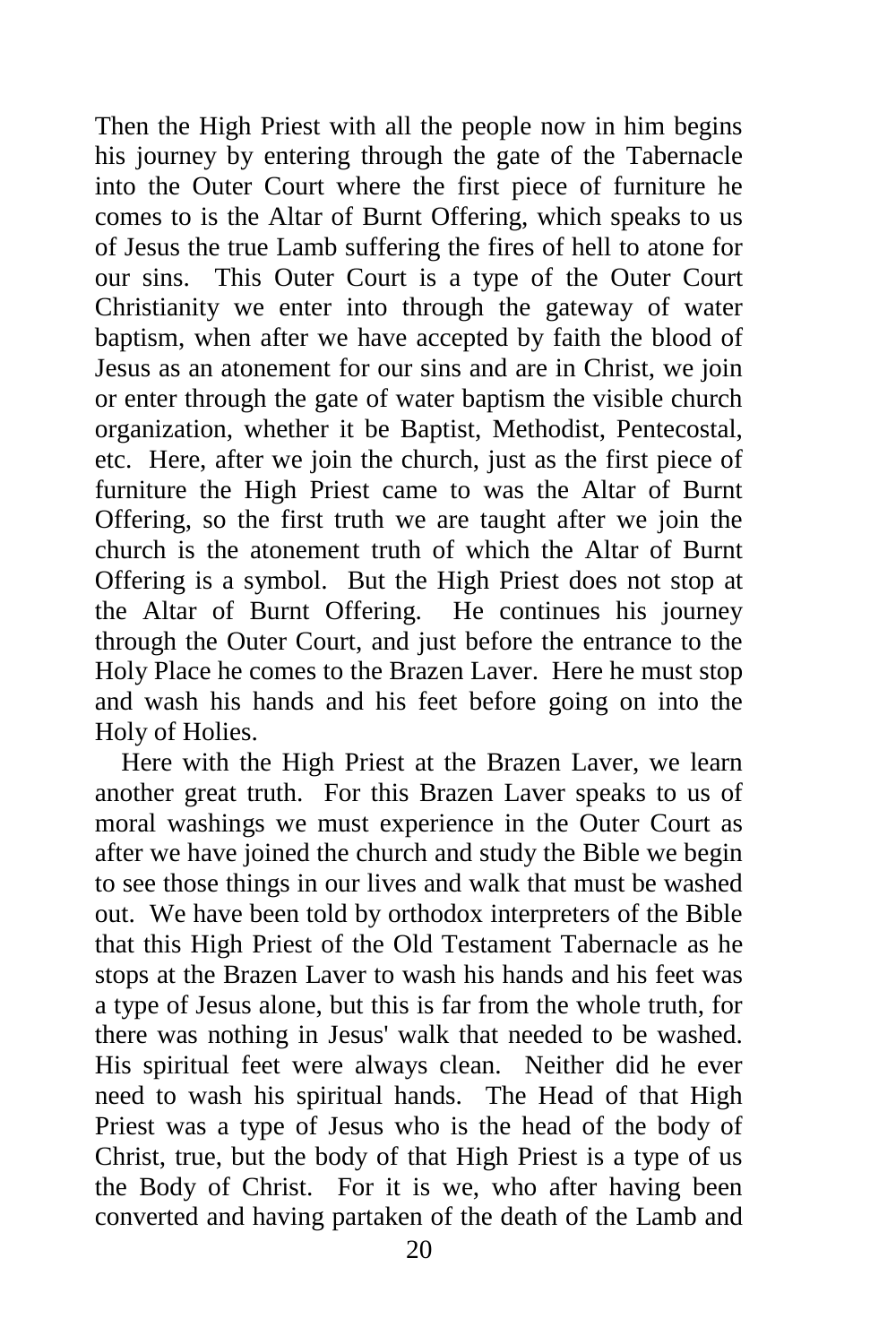Then the High Priest with all the people now in him begins his journey by entering through the gate of the Tabernacle into the Outer Court where the first piece of furniture he comes to is the Altar of Burnt Offering, which speaks to us of Jesus the true Lamb suffering the fires of hell to atone for our sins. This Outer Court is a type of the Outer Court Christianity we enter into through the gateway of water baptism, when after we have accepted by faith the blood of Jesus as an atonement for our sins and are in Christ, we join or enter through the gate of water baptism the visible church organization, whether it be Baptist, Methodist, Pentecostal, etc. Here, after we join the church, just as the first piece of furniture the High Priest came to was the Altar of Burnt Offering, so the first truth we are taught after we join the church is the atonement truth of which the Altar of Burnt Offering is a symbol. But the High Priest does not stop at the Altar of Burnt Offering. He continues his journey through the Outer Court, and just before the entrance to the Holy Place he comes to the Brazen Laver. Here he must stop and wash his hands and his feet before going on into the Holy of Holies.

Here with the High Priest at the Brazen Laver, we learn another great truth. For this Brazen Laver speaks to us of moral washings we must experience in the Outer Court as after we have joined the church and study the Bible we begin to see those things in our lives and walk that must be washed out. We have been told by orthodox interpreters of the Bible that this High Priest of the Old Testament Tabernacle as he stops at the Brazen Laver to wash his hands and his feet was a type of Jesus alone, but this is far from the whole truth, for there was nothing in Jesus' walk that needed to be washed. His spiritual feet were always clean. Neither did he ever need to wash his spiritual hands. The Head of that High Priest was a type of Jesus who is the head of the body of Christ, true, but the body of that High Priest is a type of us the Body of Christ. For it is we, who after having been converted and having partaken of the death of the Lamb and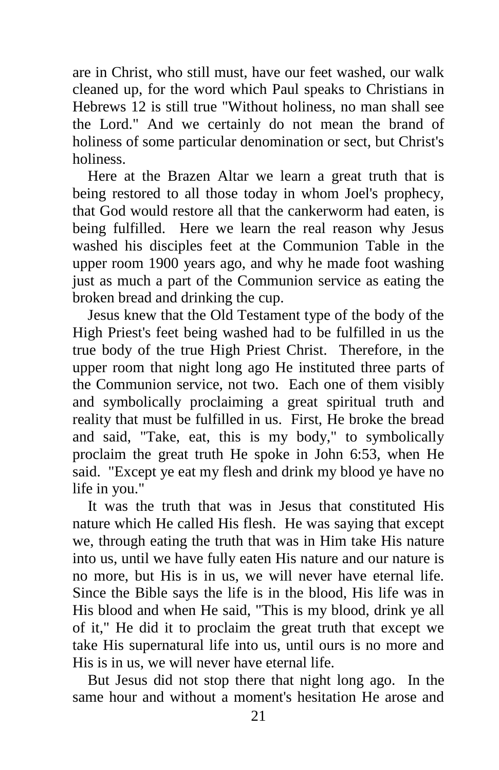are in Christ, who still must, have our feet washed, our walk cleaned up, for the word which Paul speaks to Christians in Hebrews 12 is still true "Without holiness, no man shall see the Lord." And we certainly do not mean the brand of holiness of some particular denomination or sect, but Christ's holiness.

Here at the Brazen Altar we learn a great truth that is being restored to all those today in whom Joel's prophecy, that God would restore all that the cankerworm had eaten, is being fulfilled. Here we learn the real reason why Jesus washed his disciples feet at the Communion Table in the upper room 1900 years ago, and why he made foot washing just as much a part of the Communion service as eating the broken bread and drinking the cup.

Jesus knew that the Old Testament type of the body of the High Priest's feet being washed had to be fulfilled in us the true body of the true High Priest Christ. Therefore, in the upper room that night long ago He instituted three parts of the Communion service, not two. Each one of them visibly and symbolically proclaiming a great spiritual truth and reality that must be fulfilled in us. First, He broke the bread and said, "Take, eat, this is my body," to symbolically proclaim the great truth He spoke in John 6:53, when He said. "Except ye eat my flesh and drink my blood ye have no life in you."

It was the truth that was in Jesus that constituted His nature which He called His flesh. He was saying that except we, through eating the truth that was in Him take His nature into us, until we have fully eaten His nature and our nature is no more, but His is in us, we will never have eternal life. Since the Bible says the life is in the blood, His life was in His blood and when He said, "This is my blood, drink ye all of it," He did it to proclaim the great truth that except we take His supernatural life into us, until ours is no more and His is in us, we will never have eternal life.

But Jesus did not stop there that night long ago. In the same hour and without a moment's hesitation He arose and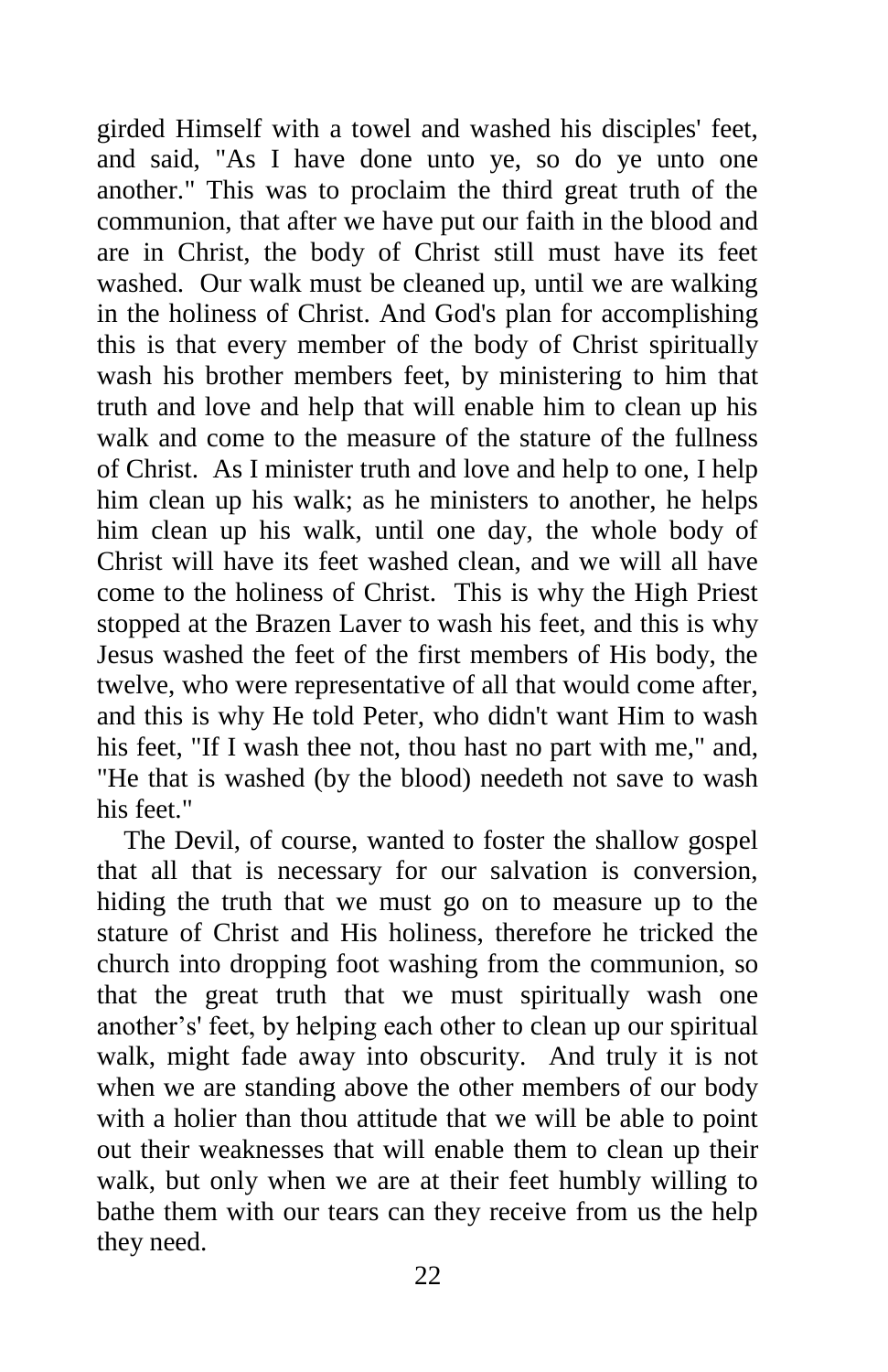girded Himself with a towel and washed his disciples' feet, and said, "As I have done unto ye, so do ye unto one another." This was to proclaim the third great truth of the communion, that after we have put our faith in the blood and are in Christ, the body of Christ still must have its feet washed. Our walk must be cleaned up, until we are walking in the holiness of Christ. And God's plan for accomplishing this is that every member of the body of Christ spiritually wash his brother members feet, by ministering to him that truth and love and help that will enable him to clean up his walk and come to the measure of the stature of the fullness of Christ. As I minister truth and love and help to one, I help him clean up his walk; as he ministers to another, he helps him clean up his walk, until one day, the whole body of Christ will have its feet washed clean, and we will all have come to the holiness of Christ. This is why the High Priest stopped at the Brazen Laver to wash his feet, and this is why Jesus washed the feet of the first members of His body, the twelve, who were representative of all that would come after, and this is why He told Peter, who didn't want Him to wash his feet, "If I wash thee not, thou hast no part with me," and, "He that is washed (by the blood) needeth not save to wash his feet."

The Devil, of course, wanted to foster the shallow gospel that all that is necessary for our salvation is conversion, hiding the truth that we must go on to measure up to the stature of Christ and His holiness, therefore he tricked the church into dropping foot washing from the communion, so that the great truth that we must spiritually wash one another's' feet, by helping each other to clean up our spiritual walk, might fade away into obscurity. And truly it is not when we are standing above the other members of our body with a holier than thou attitude that we will be able to point out their weaknesses that will enable them to clean up their walk, but only when we are at their feet humbly willing to bathe them with our tears can they receive from us the help they need.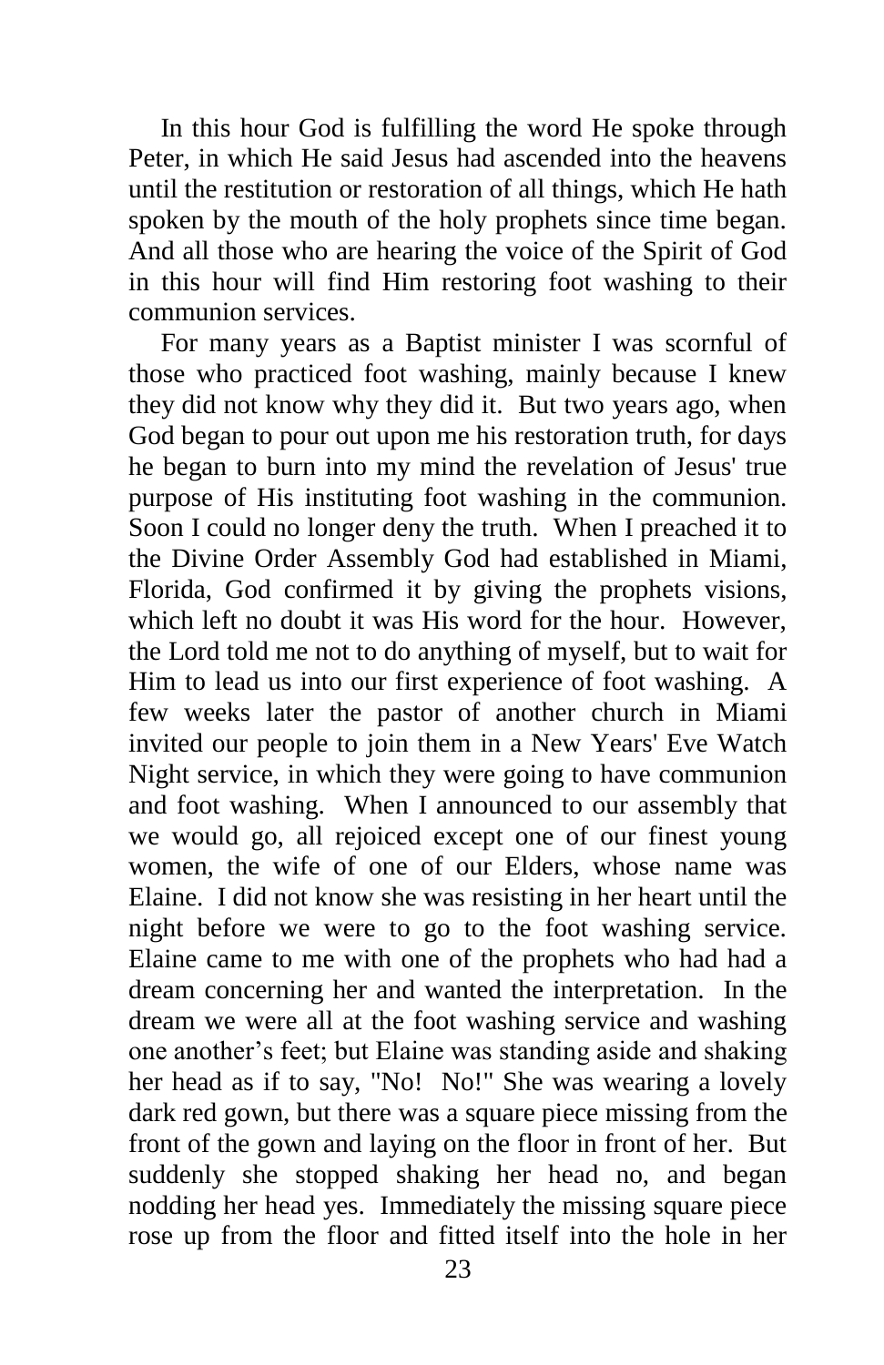In this hour God is fulfilling the word He spoke through Peter, in which He said Jesus had ascended into the heavens until the restitution or restoration of all things, which He hath spoken by the mouth of the holy prophets since time began. And all those who are hearing the voice of the Spirit of God in this hour will find Him restoring foot washing to their communion services.

For many years as a Baptist minister I was scornful of those who practiced foot washing, mainly because I knew they did not know why they did it. But two years ago, when God began to pour out upon me his restoration truth, for days he began to burn into my mind the revelation of Jesus' true purpose of His instituting foot washing in the communion. Soon I could no longer deny the truth. When I preached it to the Divine Order Assembly God had established in Miami, Florida, God confirmed it by giving the prophets visions, which left no doubt it was His word for the hour. However, the Lord told me not to do anything of myself, but to wait for Him to lead us into our first experience of foot washing. A few weeks later the pastor of another church in Miami invited our people to join them in a New Years' Eve Watch Night service, in which they were going to have communion and foot washing. When I announced to our assembly that we would go, all rejoiced except one of our finest young women, the wife of one of our Elders, whose name was Elaine. I did not know she was resisting in her heart until the night before we were to go to the foot washing service. Elaine came to me with one of the prophets who had had a dream concerning her and wanted the interpretation. In the dream we were all at the foot washing service and washing one another's feet; but Elaine was standing aside and shaking her head as if to say, "No! No!" She was wearing a lovely dark red gown, but there was a square piece missing from the front of the gown and laying on the floor in front of her. But suddenly she stopped shaking her head no, and began nodding her head yes. Immediately the missing square piece rose up from the floor and fitted itself into the hole in her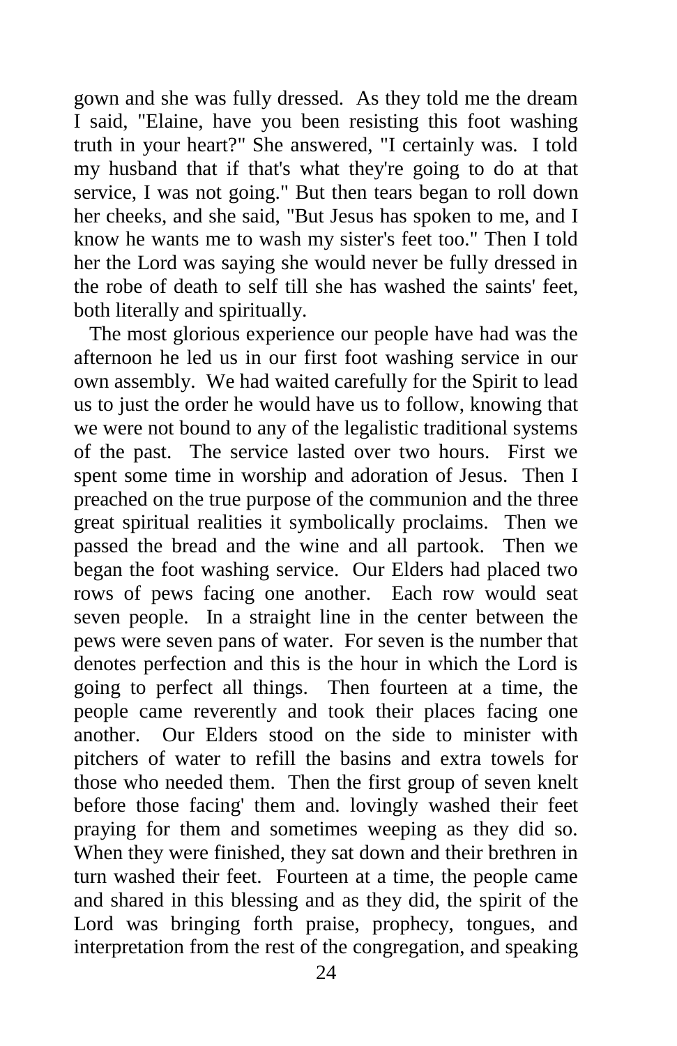gown and she was fully dressed. As they told me the dream I said, "Elaine, have you been resisting this foot washing truth in your heart?" She answered, "I certainly was. I told my husband that if that's what they're going to do at that service, I was not going." But then tears began to roll down her cheeks, and she said, "But Jesus has spoken to me, and I know he wants me to wash my sister's feet too." Then I told her the Lord was saying she would never be fully dressed in the robe of death to self till she has washed the saints' feet, both literally and spiritually.

The most glorious experience our people have had was the afternoon he led us in our first foot washing service in our own assembly. We had waited carefully for the Spirit to lead us to just the order he would have us to follow, knowing that we were not bound to any of the legalistic traditional systems of the past. The service lasted over two hours. First we spent some time in worship and adoration of Jesus. Then I preached on the true purpose of the communion and the three great spiritual realities it symbolically proclaims. Then we passed the bread and the wine and all partook. Then we began the foot washing service. Our Elders had placed two rows of pews facing one another. Each row would seat seven people. In a straight line in the center between the pews were seven pans of water. For seven is the number that denotes perfection and this is the hour in which the Lord is going to perfect all things. Then fourteen at a time, the people came reverently and took their places facing one another. Our Elders stood on the side to minister with pitchers of water to refill the basins and extra towels for those who needed them. Then the first group of seven knelt before those facing' them and. lovingly washed their feet praying for them and sometimes weeping as they did so. When they were finished, they sat down and their brethren in turn washed their feet. Fourteen at a time, the people came and shared in this blessing and as they did, the spirit of the Lord was bringing forth praise, prophecy, tongues, and interpretation from the rest of the congregation, and speaking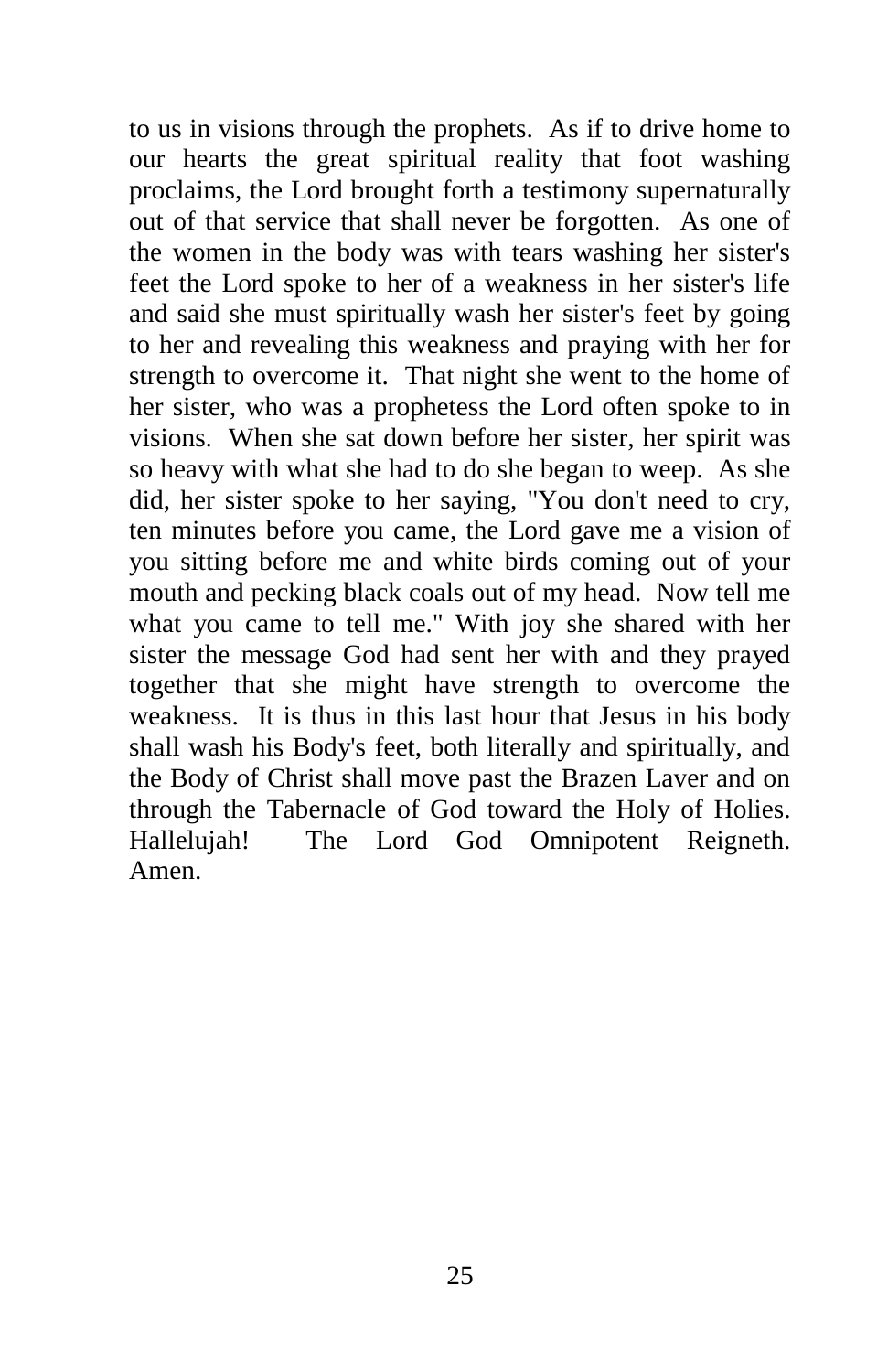to us in visions through the prophets. As if to drive home to our hearts the great spiritual reality that foot washing proclaims, the Lord brought forth a testimony supernaturally out of that service that shall never be forgotten. As one of the women in the body was with tears washing her sister's feet the Lord spoke to her of a weakness in her sister's life and said she must spiritually wash her sister's feet by going to her and revealing this weakness and praying with her for strength to overcome it. That night she went to the home of her sister, who was a prophetess the Lord often spoke to in visions. When she sat down before her sister, her spirit was so heavy with what she had to do she began to weep. As she did, her sister spoke to her saying, "You don't need to cry, ten minutes before you came, the Lord gave me a vision of you sitting before me and white birds coming out of your mouth and pecking black coals out of my head. Now tell me what you came to tell me." With joy she shared with her sister the message God had sent her with and they prayed together that she might have strength to overcome the weakness. It is thus in this last hour that Jesus in his body shall wash his Body's feet, both literally and spiritually, and the Body of Christ shall move past the Brazen Laver and on through the Tabernacle of God toward the Holy of Holies. Hallelujah! The Lord God Omnipotent Reigneth. Amen.